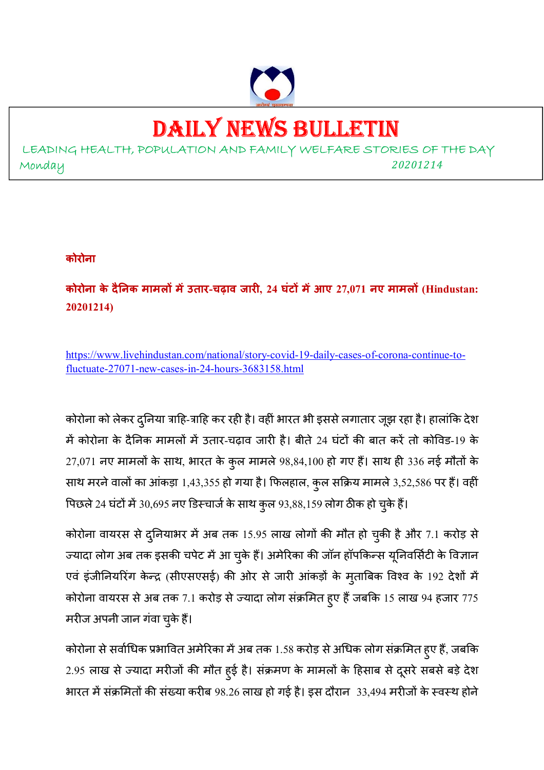# DAILY NEWS BULLETIN

LEADING HEALTH, POPULATION AND FAMILY WELFARE STORIES OF THE DAY

Monday 20201214

**कोरोना**

**कोरोना के दैनिक मामलों में उतार-चढ़ाव जारी, 24 घंटों में आए 27,071 नए मामलों (Hindustan: 20201214)**

https://www.livehindustan.com/national/story-covid-19-daily-cases-of-corona-continue-to-fluctuate-27071-new-cases-in-24-hours-3683158.html

कोरोना को लेकर दुनिया त्राहि-त्राहि कर रही है। वहीं भारत भी इससे लगातार जूझ रहा है। हालांकि देश में कोरोना के दैनिक मामलों में उतार-चढ़ाव जारी है। बीते 24 घंटों की बात करें तो कोविड-19 के 27,071 नए मामलों के साथ, भारत के कुल मामले 98,84,100 हो गए हैं। साथ ही 336 नई मौतों के साथ मरने वालों का आंकड़ा 1,43,355 हो गया है। फिलहाल, कुल सक्रिय मामले 3,52,586 पर हैं। वहीं पिछले 24 घंटों में 30,695 नए डिस्चार्ज के साथ कुल 93,88,159 लोग ठीक हो चुके हैं।

कोरोना वायरस से दुनियाभर में अब तक 15.95 लाख लोगों की मौत हो चुकी है और 7.1 करोड़ से ज्यादा लोग अब तक इसकी चपेट में आ चुके हैं। अमेरिका की जॉन हॉपकिन्स यूनिवर्सिटी के विज्ञान एवं इंजीनियरिंग केन्द्र (सीएसएसई) की ओर से जारी आंकड़ों के मुताबिक विश्व के 192 देशों में कोरोना वायरस से अब तक 7.1 करोड़ से ज्यादा लोग संक्रमित हुए हैं जबकि 15 लाख 94 हजार 775 मरीज अपनी जान गंवा चुके हैं।

कोरोना से सर्वाधिक प्रभावित अमेरिका में अब तक 1.58 करोड़ से अधिक लोग संक्रमित हुए हैं, जबकि 2.95 लाख से ज्यादा मरीजों की मौत हुई है। संक्रमण के मामलों के हिसाब से दूसरे सबसे बड़े देश भारत में संक्रमितों की संख्या करीब 98.26 लाख हो गई है। इस दौरान 33,494 मरीजों के स्वस्थ होने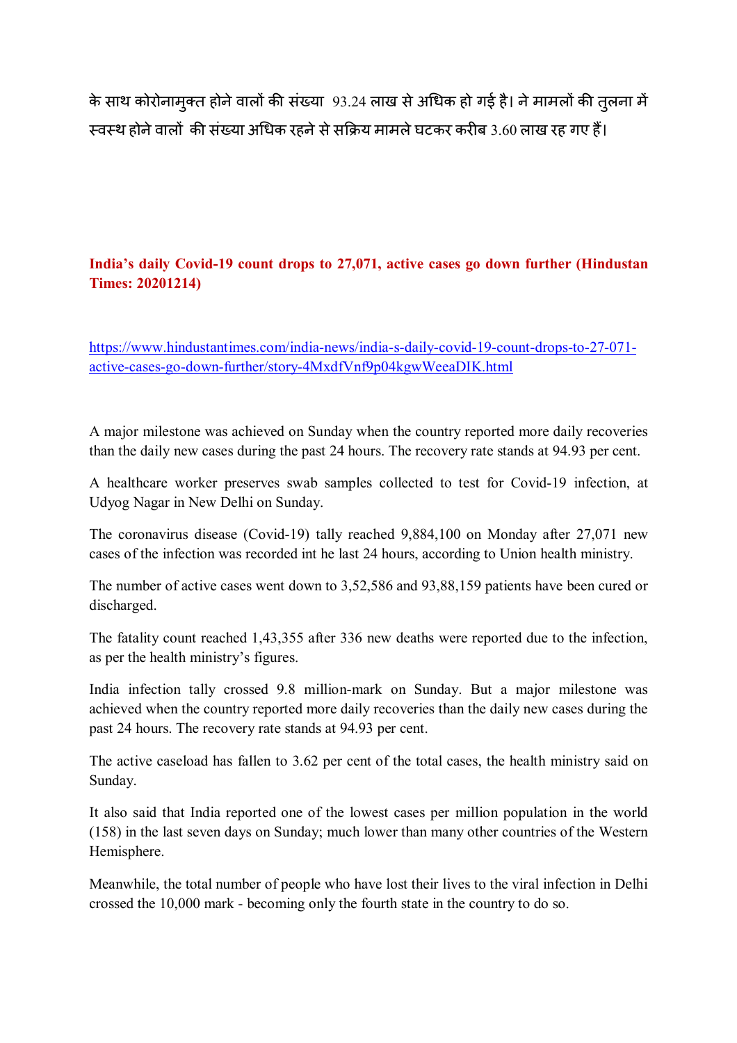के साथ कोरोनामुक्त होने वालों की संख्या 93.24 लाख से अधिक हो गई है। ने मामलों की तुलना में स्वस्थ होने वालों की संख्या अधिक रहने से सक्रिय मामले घटकर करीब 3.60 लाख रह गए हैं।

**India's daily Covid-19 count drops to 27,071, active cases go down further (Hindustan Times: 20201214)**

https://www.hindustantimes.com/india-news/india-s-daily-covid-19-count-drops-to-27-071-active-cases-go-down-further/story-4MxdfVnf9p04kgwWeeaDIK.html

A major milestone was achieved on Sunday when the country reported more daily recoveries than the daily new cases during the past 24 hours. The recovery rate stands at 94.93 per cent.

A healthcare worker preserves swab samples collected to test for Covid-19 infection, at Udyog Nagar in New Delhi on Sunday.

The coronavirus disease (Covid-19) tally reached 9,884,100 on Monday after 27,071 new cases of the infection was recorded int he last 24 hours, according to Union health ministry.

The number of active cases went down to 3,52,586 and 93,88,159 patients have been cured or discharged.

The fatality count reached 1,43,355 after 336 new deaths were reported due to the infection, as per the health ministry's figures.

India infection tally crossed 9.8 million-mark on Sunday. But a major milestone was achieved when the country reported more daily recoveries than the daily new cases during the past 24 hours. The recovery rate stands at 94.93 per cent.

The active caseload has fallen to 3.62 per cent of the total cases, the health ministry said on Sunday.

It also said that India reported one of the lowest cases per million population in the world (158) in the last seven days on Sunday; much lower than many other countries of the Western Hemisphere.

Meanwhile, the total number of people who have lost their lives to the viral infection in Delhi crossed the 10,000 mark - becoming only the fourth state in the country to do so.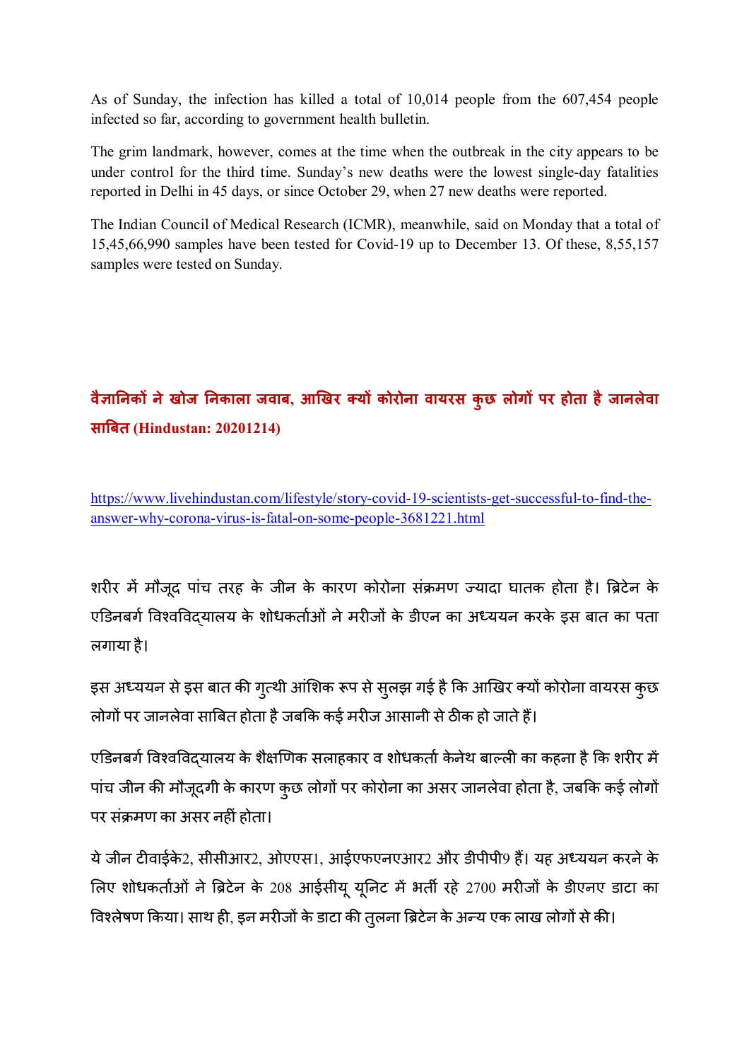As of Sunday, the infection has killed a total of 10,014 people from the 607,454 people infected so far, according to government health bulletin.

The grim landmark, however, comes at the time when the outbreak in the city appears to be under control for the third time. Sunday's new deaths were the lowest single-day fatalities reported in Delhi in 45 days, or since October 29, when 27 new deaths were reported.

The Indian Council of Medical Research (ICMR), meanwhile, said on Monday that a total of 15,45,66,990 samples have been tested for Covid-19 up to December 13. Of these, 8,55,157 samples were tested on Sunday.

## **वैज्ञानिकों ने खोज निकाला जवाब, आखिर क्यों कोरोना वायरस कुछ लोगों पर होता है जानलेवा साबित (Hindustan: 20201214)**

https://www.livehindustan.com/lifestyle/story-covid-19-scientists-get-successful-to-find-the-answer-why-corona-virus-is-fatal-on-some-people-3681221.html

शरीर में मौजूद पांच तरह के जीन के कारण कोरोना संक्रमण ज्यादा घातक होता है। ब्रिटेन के एडिनबर्ग विश्वविद्यालय के शोधकर्ताओं ने मरीजों के डीएन का अध्ययन करके इस बात का पता लगाया है।

इस अध्ययन से इस बात की गुत्थी आंशिक रूप से सुलझ गई है कि आखिर क्यों कोरोना वायरस कुछ लोगों पर जानलेवा साबित होता है जबकि कई मरीज आसानी से ठीक हो जाते हैं।

एडिनबर्ग विश्वविद्यालय के शैक्षणिक सलाहकार व शोधकर्ता केनेथ बाल्ली का कहना है कि शरीर में पांच जीन की मौजूदगी के कारण कुछ लोगों पर कोरोना का असर जानलेवा होता है, जबकि कई लोगों पर संक्रमण का असर नहीं होता।

ये जीन टीवाईके2, सीसीआर2, ओएएस1, आईएफएनएआर2 और डीपीपी9 हैं। यह अध्ययन करने के लिए शोधकर्ताओं ने ब्रिटेन के 208 आईसीयू यूनिट में भर्ती रहे 2700 मरीजों के डीएनए डाटा का विश्लेषण किया। साथ ही, इन मरीजों के डाटा की तुलना ब्रिटेन के अन्य एक लाख लोगों से की।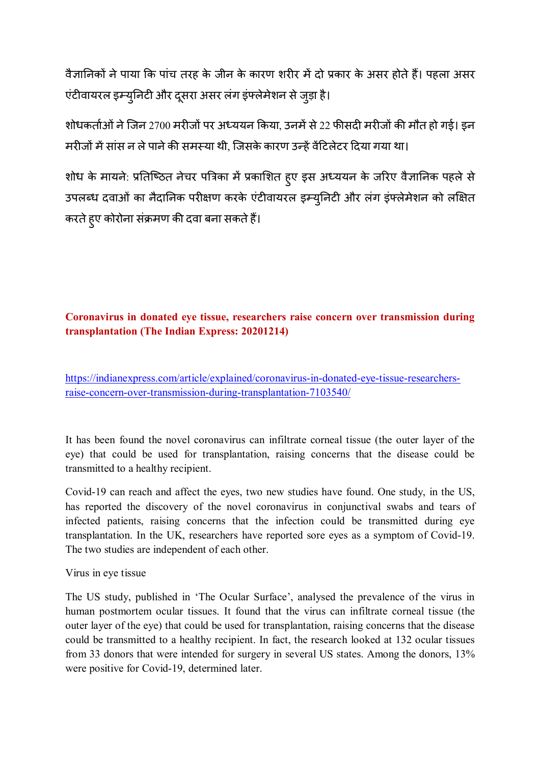वैज्ञानिकों ने पाया कि पांच तरह के जीन के कारण शरीर में दो प्रकार के असर होते हैं। पहला असर एंटीवायरल इम्युनिटी और दूसरा असर लंग इंफ्लेमेशन से जुड़ा है।

शोधकर्ताओं ने जिन 2700 मरीजों पर अध्ययन किया, उनमें से 22 फीसदी मरीजों की मौत हो गई। इन मरीजों में सांस न ले पाने की समस्या थी, जिसके कारण उन्हें वेंटिलेटर दिया गया था।

शोध के मायने: प्रतिष्ठित नेचर पत्रिका में प्रकाशित हुए इस अध्ययन के जरिए वैज्ञानिक पहले से उपलब्ध दवाओं का नैदानिक परीक्षण करके एंटीवायरल इम्युनिटी और लंग इंफ्लेमेशन को लक्षित करते हुए कोरोना संक्रमण की दवा बना सकते हैं।

## Coronavirus in donated eye tissue, researchers raise concern over transmission during transplantation (The Indian Express: 20201214)

https://indianexpress.com/article/explained/coronavirus-in-donated-eye-tissue-researchers-raise-concern-over-transmission-during-transplantation-7103540/

It has been found the novel coronavirus can infiltrate corneal tissue (the outer layer of the eye) that could be used for transplantation, raising concerns that the disease could be transmitted to a healthy recipient.

Covid-19 can reach and affect the eyes, two new studies have found. One study, in the US, has reported the discovery of the novel coronavirus in conjunctival swabs and tears of infected patients, raising concerns that the infection could be transmitted during eye transplantation. In the UK, researchers have reported sore eyes as a symptom of Covid-19. The two studies are independent of each other.

Virus in eye tissue

The US study, published in 'The Ocular Surface', analysed the prevalence of the virus in human postmortem ocular tissues. It found that the virus can infiltrate corneal tissue (the outer layer of the eye) that could be used for transplantation, raising concerns that the disease could be transmitted to a healthy recipient. In fact, the research looked at 132 ocular tissues from 33 donors that were intended for surgery in several US states. Among the donors, 13% were positive for Covid-19, determined later.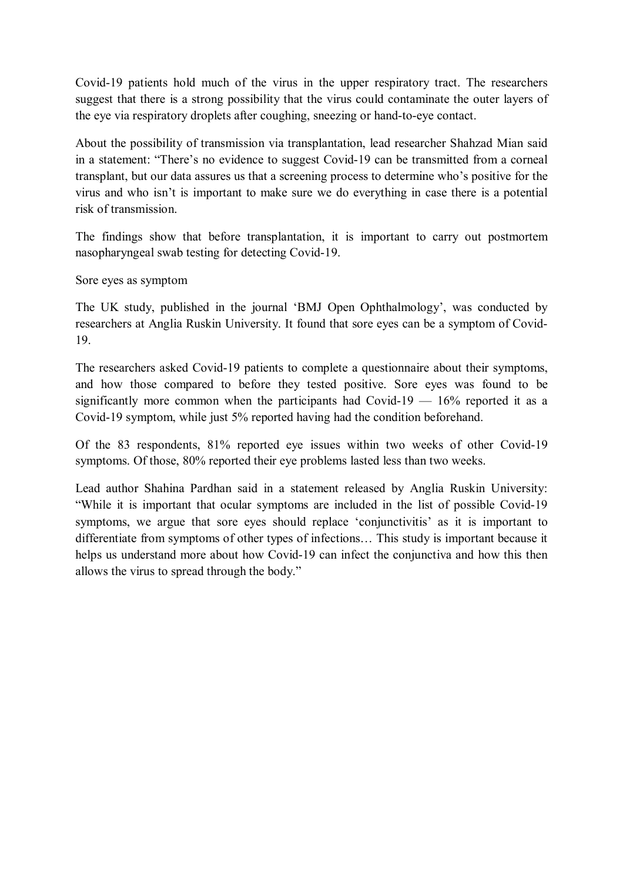Covid-19 patients hold much of the virus in the upper respiratory tract. The researchers suggest that there is a strong possibility that the virus could contaminate the outer layers of the eye via respiratory droplets after coughing, sneezing or hand-to-eye contact.

About the possibility of transmission via transplantation, lead researcher Shahzad Mian said in a statement: "There's no evidence to suggest Covid-19 can be transmitted from a corneal transplant, but our data assures us that a screening process to determine who's positive for the virus and who isn't is important to make sure we do everything in case there is a potential risk of transmission.

The findings show that before transplantation, it is important to carry out postmortem nasopharyngeal swab testing for detecting Covid-19.

Sore eyes as symptom

The UK study, published in the journal 'BMJ Open Ophthalmology', was conducted by researchers at Anglia Ruskin University. It found that sore eyes can be a symptom of Covid-19.

The researchers asked Covid-19 patients to complete a questionnaire about their symptoms, and how those compared to before they tested positive. Sore eyes was found to be significantly more common when the participants had Covid-19 — 16% reported it as a Covid-19 symptom, while just 5% reported having had the condition beforehand.

Of the 83 respondents, 81% reported eye issues within two weeks of other Covid-19 symptoms. Of those, 80% reported their eye problems lasted less than two weeks.

Lead author Shahina Pardhan said in a statement released by Anglia Ruskin University: "While it is important that ocular symptoms are included in the list of possible Covid-19 symptoms, we argue that sore eyes should replace 'conjunctivitis' as it is important to differentiate from symptoms of other types of infections… This study is important because it helps us understand more about how Covid-19 can infect the conjunctiva and how this then allows the virus to spread through the body."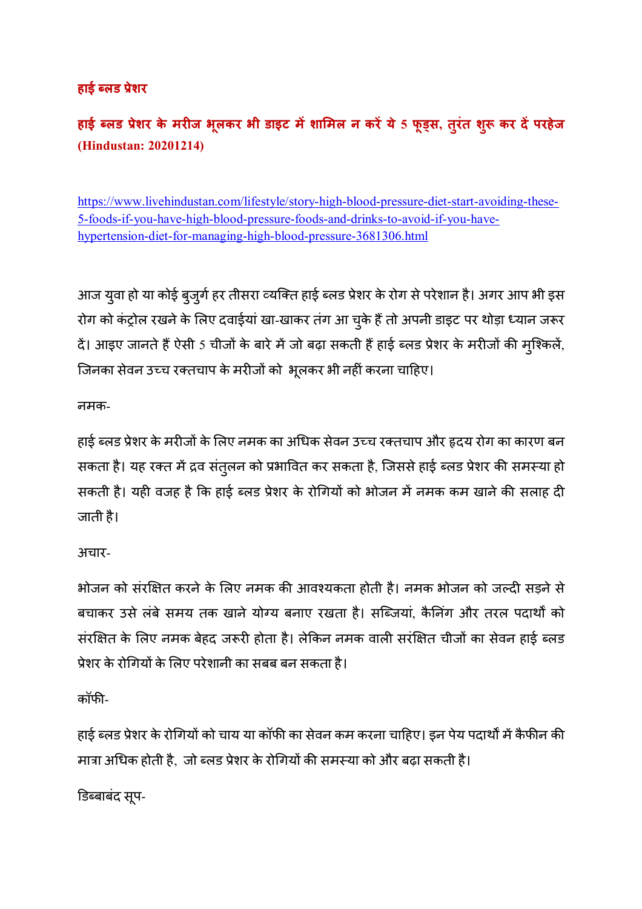**हाई ब्लड प्रेशर**

## हाई ब्लड प्रेशर के मरीज भूलकर भी डाइट में शामिल न करें ये 5 फूड्स, तुरंत शुरू कर दें परहेज (Hindustan: 20201214)

https://www.livehindustan.com/lifestyle/story-high-blood-pressure-diet-start-avoiding-these-5-foods-if-you-have-high-blood-pressure-foods-and-drinks-to-avoid-if-you-have-hypertension-diet-for-managing-high-blood-pressure-3681306.html

आज युवा हो या कोई बुजुर्ग हर तीसरा व्यक्ति हाई ब्लड प्रेशर के रोग से परेशान है। अगर आप भी इस रोग को कंट्रोल रखने के लिए दवाईयां खा-खाकर तंग आ चुके हैं तो अपनी डाइट पर थोड़ा ध्यान जरूर दें। आइए जानते हैं ऐसी 5 चीजों के बारे में जो बढ़ा सकती हैं हाई ब्लड प्रेशर के मरीजों की मुश्किलें, जिनका सेवन उच्च रक्तचाप के मरीजों को भूलकर भी नहीं करना चाहिए।

नमक-

हाई ब्लड प्रेशर के मरीजों के लिए नमक का अधिक सेवन उच्च रक्तचाप और हृदय रोग का कारण बन सकता है। यह रक्त में द्रव संतुलन को प्रभावित कर सकता है, जिससे हाई ब्लड प्रेशर की समस्या हो सकती है। यही वजह है कि हाई ब्लड प्रेशर के रोगियों को भोजन में नमक कम खाने की सलाह दी जाती है।

अचार-

भोजन को संरक्षित करने के लिए नमक की आवश्यकता होती है। नमक भोजन को जल्दी सड़ने से बचाकर उसे लंबे समय तक खाने योग्य बनाए रखता है। सब्जियां, कैनिंग और तरल पदार्थों को संरक्षित के लिए नमक बेहद जरूरी होता है। लेकिन नमक वाली संरक्षित चीजों का सेवन हाई ब्लड प्रेशर के रोगियों के लिए परेशानी का सबब बन सकता है।

कॉफी-

हाई ब्लड प्रेशर के रोगियों को चाय या कॉफी का सेवन कम करना चाहिए। इन पेय पदार्थों में कैफीन की मात्रा अधिक होती है, जो ब्लड प्रेशर के रोगियों की समस्या को और बढ़ा सकती है।

डिब्बाबंद सूप-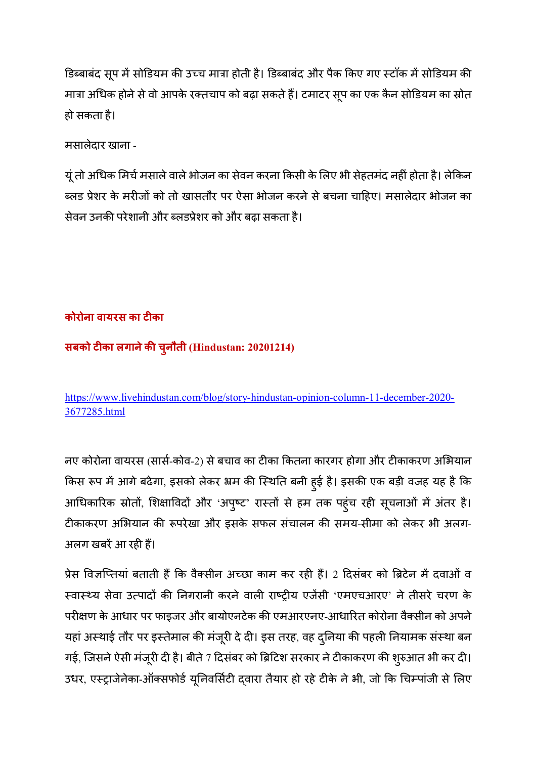डिब्बाबंद सूप में सोडियम की उच्च मात्रा होती है। डिब्बाबंद और पैक किए गए स्टॉक में सोडियम की मात्रा अधिक होने से वो आपके रक्तचाप को बढ़ा सकते हैं। टमाटर सूप का एक कैन सोडियम का स्रोत हो सकता है।

मसालेदार खाना -

यूं तो अधिक मिर्च मसाले वाले भोजन का सेवन करना किसी के लिए भी सेहतमंद नहीं होता है। लेकिन ब्लड प्रेशर के मरीजों को तो खासतौर पर ऐसा भोजन करने से बचना चाहिए। मसालेदार भोजन का सेवन उनकी परेशानी और ब्लडप्रेशर को और बढ़ा सकता है।

## कोरोना वायरस का टीका

### सबको टीका लगाने की चुनौती (Hindustan: 20201214)

https://www.livehindustan.com/blog/story-hindustan-opinion-column-11-december-2020-3677285.html

नए कोरोना वायरस (सार्स-कोव-2) से बचाव का टीका कितना कारगर होगा और टीकाकरण अभियान किस रूप में आगे बढ़ेगा, इसको लेकर भ्रम की स्थिति बनी हुई है। इसकी एक बड़ी वजह यह है कि आधिकारिक स्रोतों, शिक्षाविदों और 'अपुष्ट' रास्तों से हम तक पहुंच रही सूचनाओं में अंतर है। टीकाकरण अभियान की रूपरेखा और इसके सफल संचालन की समय-सीमा को लेकर भी अलग-अलग खबरें आ रही हैं।

प्रेस विज्ञप्तियां बताती हैं कि वैक्सीन अच्छा काम कर रही हैं। 2 दिसंबर को ब्रिटेन में दवाओं व स्वास्थ्य सेवा उत्पादों की निगरानी करने वाली राष्ट्रीय एजेंसी 'एमएचआरए' ने तीसरे चरण के परीक्षण के आधार पर फाइजर और बायोएनटेक की एमआरएनए-आधारित कोरोना वैक्सीन को अपने यहां अस्थाई तौर पर इस्तेमाल की मंजूरी दे दी। इस तरह, वह दुनिया की पहली नियामक संस्था बन गई, जिसने ऐसी मंजूरी दी है। बीते 7 दिसंबर को ब्रिटिश सरकार ने टीकाकरण की शुरुआत भी कर दी। उधर, एस्ट्राजेनेका-ऑक्सफोर्ड यूनिवर्सिटी द्वारा तैयार हो रहे टीके ने भी, जो कि चिम्पांजी से लिए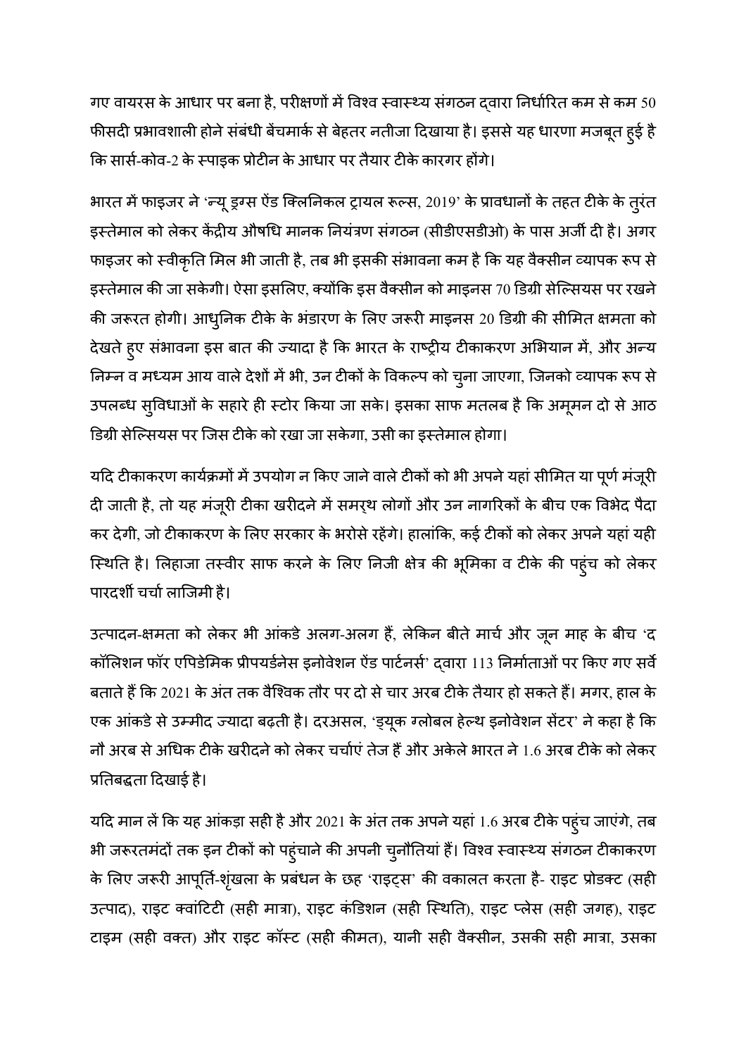गए वायरस के आधार पर बना है, परीक्षणों में विश्व स्वास्थ्य संगठन द्वारा निर्धारित कम से कम 50 फीसदी प्रभावशाली होने संबंधी बेंचमार्क से बेहतर नतीजा दिखाया है। इससे यह धारणा मजबूत हुई है कि सार्स-कोव-2 के स्पाइक प्रोटीन के आधार पर तैयार टीके कारगर होंगे।

भारत में फाइजर ने 'न्यू ड्रग्स ऐंड क्लिनिकल ट्रायल रूल्स, 2019' के प्रावधानों के तहत टीके के तुरंत इस्तेमाल को लेकर केंद्रीय औषधि मानक नियंत्रण संगठन (सीडीएसडीओ) के पास अर्जी दी है। अगर फाइजर को स्वीकृति मिल भी जाती है, तब भी इसकी संभावना कम है कि यह वैक्सीन व्यापक रूप से इस्तेमाल की जा सकेगी। ऐसा इसलिए, क्योंकि इस वैक्सीन को माइनस 70 डिग्री सेल्सियस पर रखने की जरूरत होगी। आधुनिक टीके के भंडारण के लिए जरूरी माइनस 20 डिग्री की सीमित क्षमता को देखते हुए संभावना इस बात की ज्यादा है कि भारत के राष्ट्रीय टीकाकरण अभियान में, और अन्य निम्न व मध्यम आय वाले देशों में भी, उन टीकों के विकल्प को चुना जाएगा, जिनको व्यापक रूप से उपलब्ध सुविधाओं के सहारे ही स्टोर किया जा सके। इसका साफ मतलब है कि अमूमन दो से आठ डिग्री सेल्सियस पर जिस टीके को रखा जा सकेगा, उसी का इस्तेमाल होगा।

यदि टीकाकरण कार्यक्रमों में उपयोग न किए जाने वाले टीकों को भी अपने यहां सीमित या पूर्ण मंजूरी दी जाती है, तो यह मंजूरी टीका खरीदने में समर्थ लोगों और उन नागरिकों के बीच एक विभेद पैदा कर देगी, जो टीकाकरण के लिए सरकार के भरोसे रहेंगे। हालांकि, कई टीकों को लेकर अपने यहां यही स्थिति है। लिहाजा तस्वीर साफ करने के लिए निजी क्षेत्र की भूमिका व टीके की पहुंच को लेकर पारदर्शी चर्चा लाजिमी है।

उत्पादन-क्षमता को लेकर भी आंकडे अलग-अलग हैं, लेकिन बीते मार्च और जून माह के बीच 'द कॉलिशन फॉर एपिडेमिक प्रीपयर्डनेस इनोवेशन ऐंड पार्टनर्स' द्वारा 113 निर्माताओं पर किए गए सर्वे बताते हैं कि 2021 के अंत तक वैश्विक तौर पर दो से चार अरब टीके तैयार हो सकते हैं। मगर, हाल के एक आंकडे से उम्मीद ज्यादा बढ़ती है। दरअसल, 'ड्यूक ग्लोबल हेल्थ इनोवेशन सेंटर' ने कहा है कि नौ अरब से अधिक टीके खरीदने को लेकर चर्चाएं तेज हैं और अकेले भारत ने 1.6 अरब टीके को लेकर प्रतिबद्धता दिखाई है।

यदि मान लें कि यह आंकड़ा सही है और 2021 के अंत तक अपने यहां 1.6 अरब टीके पहुंच जाएंगे, तब भी जरूरतमंदों तक इन टीकों को पहुंचाने की अपनी चुनौतियां हैं। विश्व स्वास्थ्य संगठन टीकाकरण के लिए जरूरी आपूर्ति-शृंखला के प्रबंधन के छह 'राइट्स' की वकालत करता है- राइट प्रोडक्ट (सही उत्पाद), राइट क्वांटिटी (सही मात्रा), राइट कंडिशन (सही स्थिति), राइट प्लेस (सही जगह), राइट टाइम (सही वक्त) और राइट कॉस्ट (सही कीमत), यानी सही वैक्सीन, उसकी सही मात्रा, उसका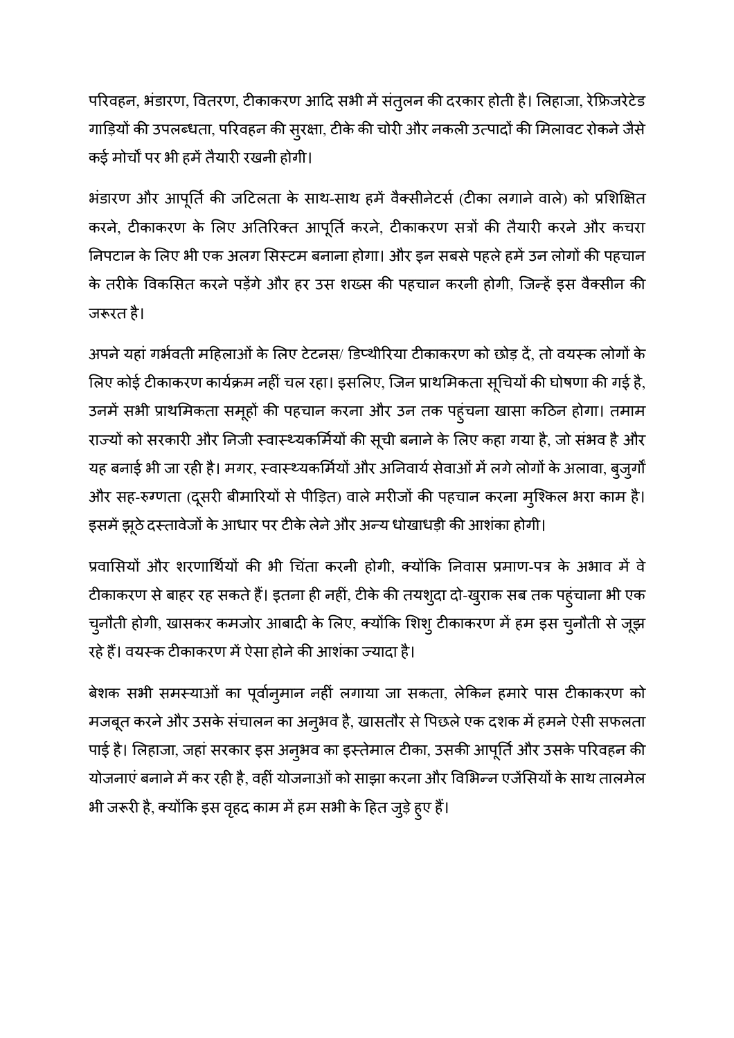परिवहन, भंडारण, वितरण, टीकाकरण आदि सभी में संतुलन की दरकार होती है। लिहाजा, रेफ्रिजरेटेड गाड़ियों की उपलब्धता, परिवहन की सुरक्षा, टीके की चोरी और नकली उत्पादों की मिलावट रोकने जैसे कई मोर्चों पर भी हमें तैयारी रखनी होगी।

भंडारण और आपूर्ति की जटिलता के साथ-साथ हमें वैक्सीनेटर्स (टीका लगाने वाले) को प्रशिक्षित करने, टीकाकरण के लिए अतिरिक्त आपूर्ति करने, टीकाकरण सत्रों की तैयारी करने और कचरा निपटान के लिए भी एक अलग सिस्टम बनाना होगा। और इन सबसे पहले हमें उन लोगों की पहचान के तरीके विकसित करने पड़ेंगे और हर उस शख्स की पहचान करनी होगी, जिन्हें इस वैक्सीन की जरूरत है।

अपने यहां गर्भवती महिलाओं के लिए टेटनस/ डिप्थीरिया टीकाकरण को छोड़ दें, तो वयस्क लोगों के लिए कोई टीकाकरण कार्यक्रम नहीं चल रहा। इसलिए, जिन प्राथमिकता सूचियों की घोषणा की गई है, उनमें सभी प्राथमिकता समूहों की पहचान करना और उन तक पहुंचना खासा कठिन होगा। तमाम राज्यों को सरकारी और निजी स्वास्थ्यकर्मियों की सूची बनाने के लिए कहा गया है, जो संभव है और यह बनाई भी जा रही है। मगर, स्वास्थ्यकर्मियों और अनिवार्य सेवाओं में लगे लोगों के अलावा, बुजुर्गों और सह-रुग्णता (दूसरी बीमारियों से पीड़ित) वाले मरीजों की पहचान करना मुश्किल भरा काम है। इसमें झूठे दस्तावेजों के आधार पर टीके लेने और अन्य धोखाधड़ी की आशंका होगी।

प्रवासियों और शरणार्थियों की भी चिंता करनी होगी, क्योंकि निवास प्रमाण-पत्र के अभाव में वे टीकाकरण से बाहर रह सकते हैं। इतना ही नहीं, टीके की तयशुदा दो-खुराक सब तक पहुंचाना भी एक चुनौती होगी, खासकर कमजोर आबादी के लिए, क्योंकि शिशु टीकाकरण में हम इस चुनौती से जूझ रहे हैं। वयस्क टीकाकरण में ऐसा होने की आशंका ज्यादा है।

बेशक सभी समस्याओं का पूर्वानुमान नहीं लगाया जा सकता, लेकिन हमारे पास टीकाकरण को मजबूत करने और उसके संचालन का अनुभव है, खासतौर से पिछले एक दशक में हमने ऐसी सफलता पाई है। लिहाजा, जहां सरकार इस अनुभव का इस्तेमाल टीका, उसकी आपूर्ति और उसके परिवहन की योजनाएं बनाने में कर रही है, वहीं योजनाओं को साझा करना और विभिन्न एजेंसियों के साथ तालमेल भी जरूरी है, क्योंकि इस वृहद काम में हम सभी के हित जुड़े हुए हैं।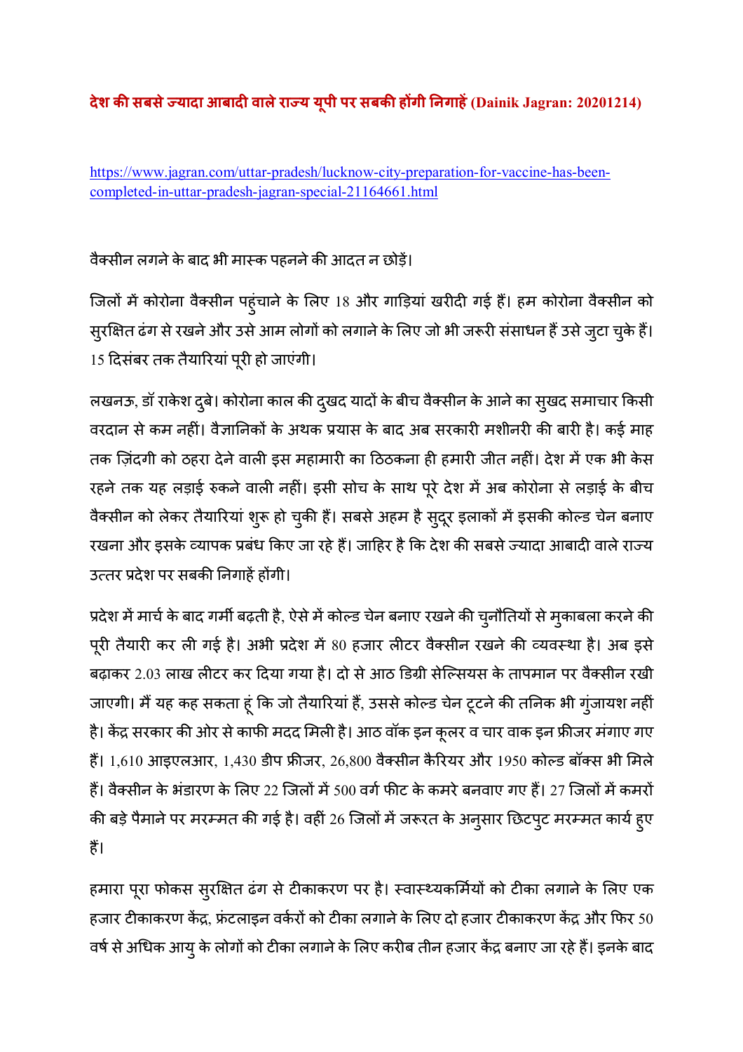**देश की सबसे ज्यादा आबादी वाले राज्य यूपी पर सबकी होंगी निगाहें (Dainik Jagran: 20201214)**

https://www.jagran.com/uttar-pradesh/lucknow-city-preparation-for-vaccine-has-been-completed-in-uttar-pradesh-jagran-special-21164661.html

वैक्सीन लगने के बाद भी मास्क पहनने की आदत न छोड़ें।

जिलों में कोरोना वैक्सीन पहुंचाने के लिए 18 और गाड़ियां खरीदी गई हैं। हम कोरोना वैक्सीन को सुरक्षित ढंग से रखने और उसे आम लोगों को लगाने के लिए जो भी जरूरी संसाधन हैं उसे जुटा चुके हैं। 15 दिसंबर तक तैयारियां पूरी हो जाएंगी।

लखनऊ, डॉ राकेश दुबे। कोरोना काल की दुखद यादों के बीच वैक्सीन के आने का सुखद समाचार किसी वरदान से कम नहीं। वैज्ञानिकों के अथक प्रयास के बाद अब सरकारी मशीनरी की बारी है। कई माह तक ज़िंदगी को ठहरा देने वाली इस महामारी का ठिठकना ही हमारी जीत नहीं। देश में एक भी केस रहने तक यह लड़ाई रुकने वाली नहीं। इसी सोच के साथ पूरे देश में अब कोरोना से लड़ाई के बीच वैक्सीन को लेकर तैयारियां शुरू हो चुकी हैं। सबसे अहम है सुदूर इलाकों में इसकी कोल्ड चेन बनाए रखना और इसके व्यापक प्रबंध किए जा रहे हैं। जाहिर है कि देश की सबसे ज्यादा आबादी वाले राज्य उत्तर प्रदेश पर सबकी निगाहें होंगी।

प्रदेश में मार्च के बाद गर्मी बढ़ती है, ऐसे में कोल्ड चेन बनाए रखने की चुनौतियों से मुकाबला करने की पूरी तैयारी कर ली गई है। अभी प्रदेश में 80 हजार लीटर वैक्सीन रखने की व्यवस्था है। अब इसे बढ़ाकर 2.03 लाख लीटर कर दिया गया है। दो से आठ डिग्री सेल्सियस के तापमान पर वैक्सीन रखी जाएगी। मैं यह कह सकता हूं कि जो तैयारियां हैं, उससे कोल्ड चेन टूटने की तनिक भी गुंजायश नहीं है। केंद्र सरकार की ओर से काफी मदद मिली है। आठ वॉक इन कूलर व चार वाक इन फ्रीजर मंगाए गए हैं। 1,610 आइएलआर, 1,430 डीप फ्रीजर, 26,800 वैक्सीन कैरियर और 1950 कोल्ड बॉक्स भी मिले हैं। वैक्सीन के भंडारण के लिए 22 जिलों में 500 वर्ग फीट के कमरे बनवाए गए हैं। 27 जिलों में कमरों की बड़े पैमाने पर मरम्मत की गई है। वहीं 26 जिलों में जरूरत के अनुसार छिटपुट मरम्मत कार्य हुए हैं।

हमारा पूरा फोकस सुरक्षित ढंग से टीकाकरण पर है। स्वास्थ्यकर्मियों को टीका लगाने के लिए एक हजार टीकाकरण केंद्र, फ्रंटलाइन वर्करों को टीका लगाने के लिए दो हजार टीकाकरण केंद्र और फिर 50 वर्ष से अधिक आयु के लोगों को टीका लगाने के लिए करीब तीन हजार केंद्र बनाए जा रहे हैं। इनके बाद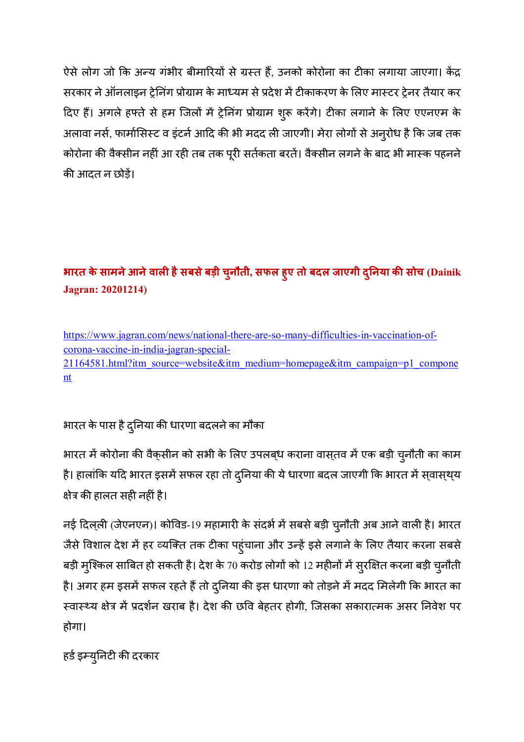ऐसे लोग जो कि अन्य गंभीर बीमारियों से ग्रस्त हैं, उनको कोरोना का टीका लगाया जाएगा। केंद्र सरकार ने ऑनलाइन ट्रेनिंग प्रोग्राम के माध्यम से प्रदेश में टीकाकरण के लिए मास्टर ट्रेनर तैयार कर दिए हैं। अगले हफ्ते से हम जिलों में ट्रेनिंग प्रोग्राम शुरू करेंगे। टीका लगाने के लिए एएनएम के अलावा नर्स, फार्मासिस्ट व इंटर्न आदि की भी मदद ली जाएगी। मेरा लोगों से अनुरोध है कि जब तक कोरोना की वैक्सीन नहीं आ रही तब तक पूरी सतर्कता बरतें। वैक्सीन लगने के बाद भी मास्क पहनने की आदत न छोड़ें।

## **भारत के सामने आने वाली है सबसे बड़ी चुनौती, सफल हुए तो बदल जाएगी दुनिया की सोच (Dainik Jagran: 20201214)**

https://www.jagran.com/news/national-there-are-so-many-difficulties-in-vaccination-of-corona-vaccine-in-india-jagran-special-21164581.html?itm_source=website&itm_medium=homepage&itm_campaign=p1_component

भारत के पास है दुनिया की धारणा बदलने का मौका

भारत में कोरोना की वैक्सीन को सभी के लिए उपलब्ध कराना वास्तव में एक बड़ी चुनौती का काम है। हालांकि यदि भारत इसमें सफल रहा तो दुनिया की ये धारणा बदल जाएगी कि भारत में स्वास्थ्य क्षेत्र की हालत सही नहीं है।

नई दिल्ली (जेएनएन)। कोविड-19 महामारी के संदर्भ में सबसे बड़ी चुनौती अब आने वाली है। भारत जैसे विशाल देश में हर व्यक्ति तक टीका पहुंचाना और उन्हें इसे लगाने के लिए तैयार करना सबसे बड़ी मुश्किल साबित हो सकती है। देश के 70 करोड़ लोगों को 12 महीनों में सुरक्षित करना बड़ी चुनौती है। अगर हम इसमें सफल रहते हैं तो दुनिया की इस धारणा को तोड़ने में मदद मिलेगी कि भारत का स्वास्थ्य क्षेत्र में प्रदर्शन खराब है। देश की छवि बेहतर होगी, जिसका सकारात्मक असर निवेश पर होगा।

हर्ड इम्युनिटी की दरकार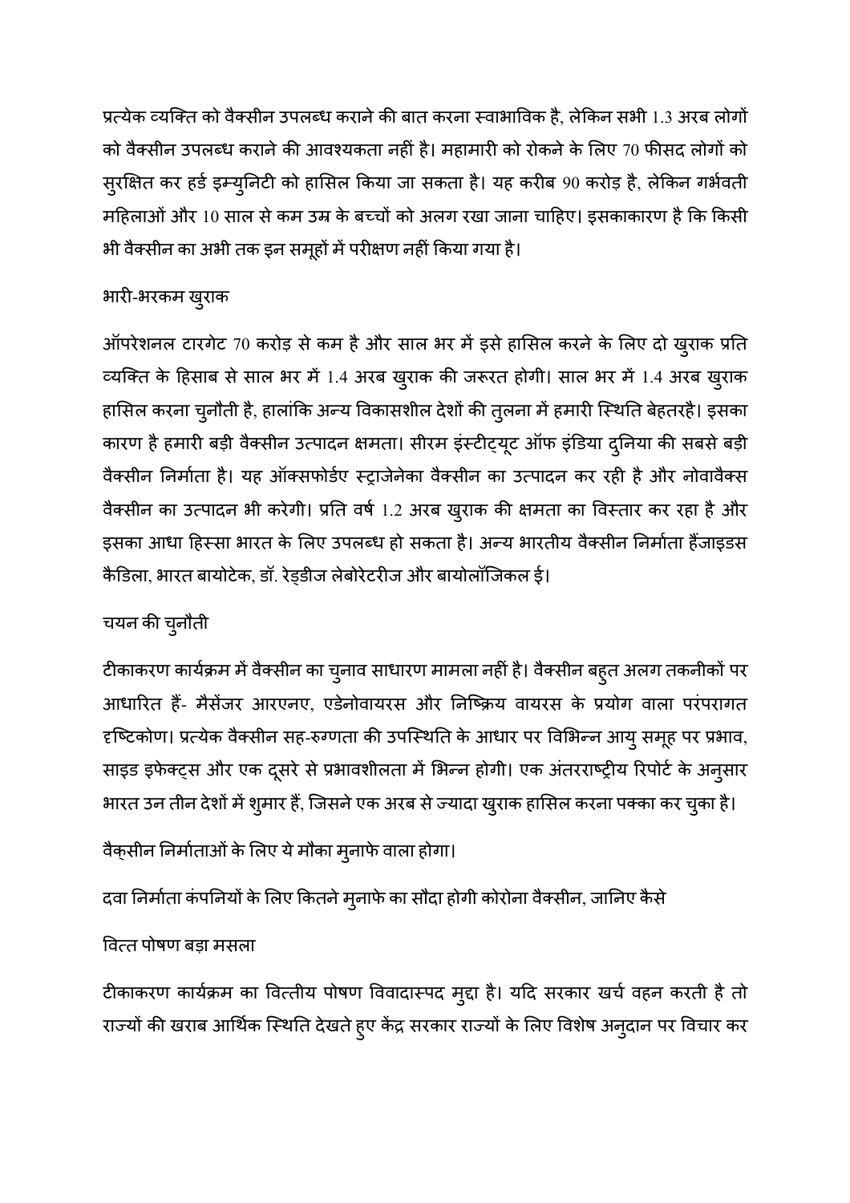प्रत्येक व्यक्ति को वैक्सीन उपलब्ध कराने की बात करना स्वाभाविक है, लेकिन सभी 1.3 अरब लोगों को वैक्सीन उपलब्ध कराने की आवश्यकता नहीं है। महामारी को रोकने के लिए 70 फीसद लोगों को सुरक्षित कर हर्ड इम्युनिटी को हासिल किया जा सकता है। यह करीब 90 करोड़ है, लेकिन गर्भवती महिलाओं और 10 साल से कम उम्र के बच्चों को अलग रखा जाना चाहिए। इसकाकारण है कि किसी भी वैक्सीन का अभी तक इन समूहों में परीक्षण नहीं किया गया है।

## भारी-भरकम खुराक

ऑपरेशनल टारगेट 70 करोड़ से कम है और साल भर में इसे हासिल करने के लिए दो खुराक प्रति व्यक्ति के हिसाब से साल भर में 1.4 अरब खुराक की जरूरत होगी। साल भर में 1.4 अरब खुराक हासिल करना चुनौती है, हालांकि अन्य विकासशील देशों की तुलना में हमारी स्थिति बेहतरहै। इसका कारण है हमारी बड़ी वैक्सीन उत्पादन क्षमता। सीरम इंस्टीट्यूट ऑफ इंडिया दुनिया की सबसे बड़ी वैक्सीन निर्माता है। यह ऑक्सफोर्डए स्ट्राजेनेका वैक्सीन का उत्पादन कर रही है और नोवावैक्स वैक्सीन का उत्पादन भी करेगी। प्रति वर्ष 1.2 अरब खुराक की क्षमता का विस्तार कर रहा है और इसका आधा हिस्सा भारत के लिए उपलब्ध हो सकता है। अन्य भारतीय वैक्सीन निर्माता हैंजाइडस कैडिला, भारत बायोटेक, डॉ. रेड्डीज लेबोरेटरीज और बायोलॉजिकल ई।

## चयन की चुनौती

टीकाकरण कार्यक्रम में वैक्सीन का चुनाव साधारण मामला नहीं है। वैक्सीन बहुत अलग तकनीकों पर आधारित हैं- मैसेंजर आरएनए, एडेनोवायरस और निष्क्रिय वायरस के प्रयोग वाला परंपरागत दृष्टिकोण। प्रत्येक वैक्सीन सह-रुग्णता की उपस्थिति के आधार पर विभिन्न आयु समूह पर प्रभाव, साइड इफेक्ट्स और एक दूसरे से प्रभावशीलता में भिन्न होगी। एक अंतरराष्ट्रीय रिपोर्ट के अनुसार भारत उन तीन देशों में शुमार हैं, जिसने एक अरब से ज्यादा खुराक हासिल करना पक्का कर चुका है।

वैक्सीन निर्माताओं के लिए ये मौका मुनाफे वाला होगा।

दवा निर्माता कंपनियों के लिए कितने मुनाफे का सौदा होगी कोरोना वैक्सीन, जानिए कैसे

## वित्त पोषण बड़ा मसला

टीकाकरण कार्यक्रम का वित्तीय पोषण विवादास्पद मुद्दा है। यदि सरकार खर्च वहन करती है तो राज्यों की खराब आर्थिक स्थिति देखते हुए केंद्र सरकार राज्यों के लिए विशेष अनुदान पर विचार कर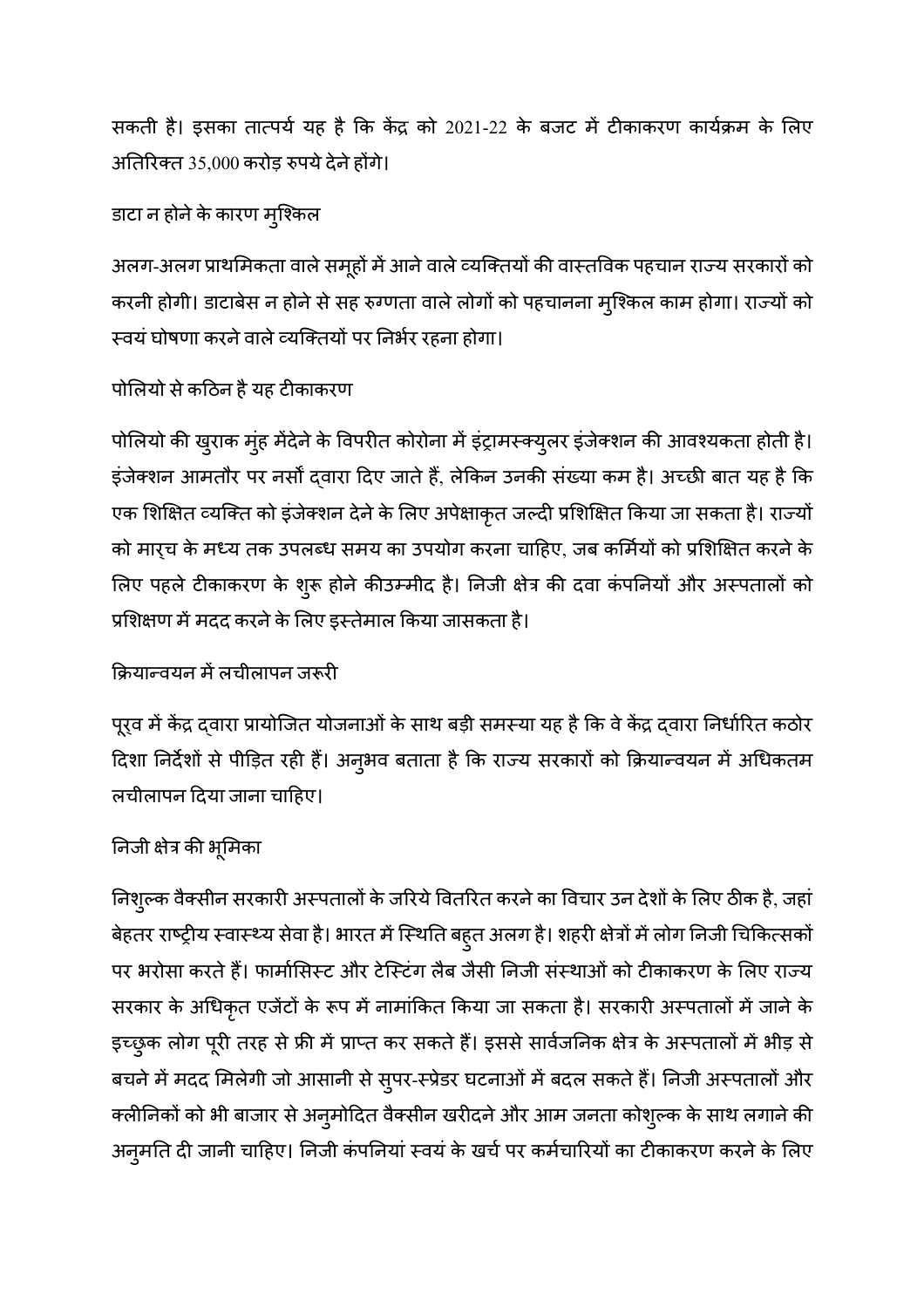सकती है। इसका तात्पर्य यह है कि केंद्र को 2021-22 के बजट में टीकाकरण कार्यक्रम के लिए अतिरिक्त 35,000 करोड़ रुपये देने होंगे।

### डाटा न होने के कारण मुश्किल

अलग-अलग प्राथमिकता वाले समूहों में आने वाले व्यक्तियों की वास्तविक पहचान राज्य सरकारों को करनी होगी। डाटाबेस न होने से सह रुग्णता वाले लोगों को पहचानना मुश्किल काम होगा। राज्यों को स्वयं घोषणा करने वाले व्यक्तियों पर निर्भर रहना होगा।

### पोलियो से कठिन है यह टीकाकरण

पोलियो की खुराक मुंह मेंदेने के विपरीत कोरोना में इंट्रामस्क्युलर इंजेक्शन की आवश्यकता होती है। इंजेक्शन आमतौर पर नर्सों द्वारा दिए जाते हैं, लेकिन उनकी संख्या कम है। अच्छी बात यह है कि एक शिक्षित व्यक्ति को इंजेक्शन देने के लिए अपेक्षाकृत जल्दी प्रशिक्षित किया जा सकता है। राज्यों को मार्च के मध्य तक उपलब्ध समय का उपयोग करना चाहिए, जब कर्मियों को प्रशिक्षित करने के लिए पहले टीकाकरण के शुरू होने कीउम्मीद है। निजी क्षेत्र की दवा कंपनियों और अस्पतालों को प्रशिक्षण में मदद करने के लिए इस्तेमाल किया जासकता है।

### क्रियान्वयन में लचीलापन जरूरी

पूर्व में केंद्र द्वारा प्रायोजित योजनाओं के साथ बड़ी समस्या यह है कि वे केंद्र द्वारा निर्धारित कठोर दिशा निर्देशों से पीड़ित रही हैं। अनुभव बताता है कि राज्य सरकारों को क्रियान्वयन में अधिकतम लचीलापन दिया जाना चाहिए।

### निजी क्षेत्र की भूमिका

निशुल्क वैक्सीन सरकारी अस्पतालों के जरिये वितरित करने का विचार उन देशों के लिए ठीक है, जहां बेहतर राष्ट्रीय स्वास्थ्य सेवा है। भारत में स्थिति बहुत अलग है। शहरी क्षेत्रों में लोग निजी चिकित्सकों पर भरोसा करते हैं। फार्मासिस्ट और टेस्टिंग लैब जैसी निजी संस्थाओं को टीकाकरण के लिए राज्य सरकार के अधिकृत एजेंटों के रूप में नामांकित किया जा सकता है। सरकारी अस्पतालों में जाने के इच्छुक लोग पूरी तरह से फ्री में प्राप्त कर सकते हैं। इससे सार्वजनिक क्षेत्र के अस्पतालों में भीड़ से बचने में मदद मिलेगी जो आसानी से सुपर-स्प्रेडर घटनाओं में बदल सकते हैं। निजी अस्पतालों और क्लीनिकों को भी बाजार से अनुमोदित वैक्सीन खरीदने और आम जनता कोशुल्क के साथ लगाने की अनुमति दी जानी चाहिए। निजी कंपनियां स्वयं के खर्च पर कर्मचारियों का टीकाकरण करने के लिए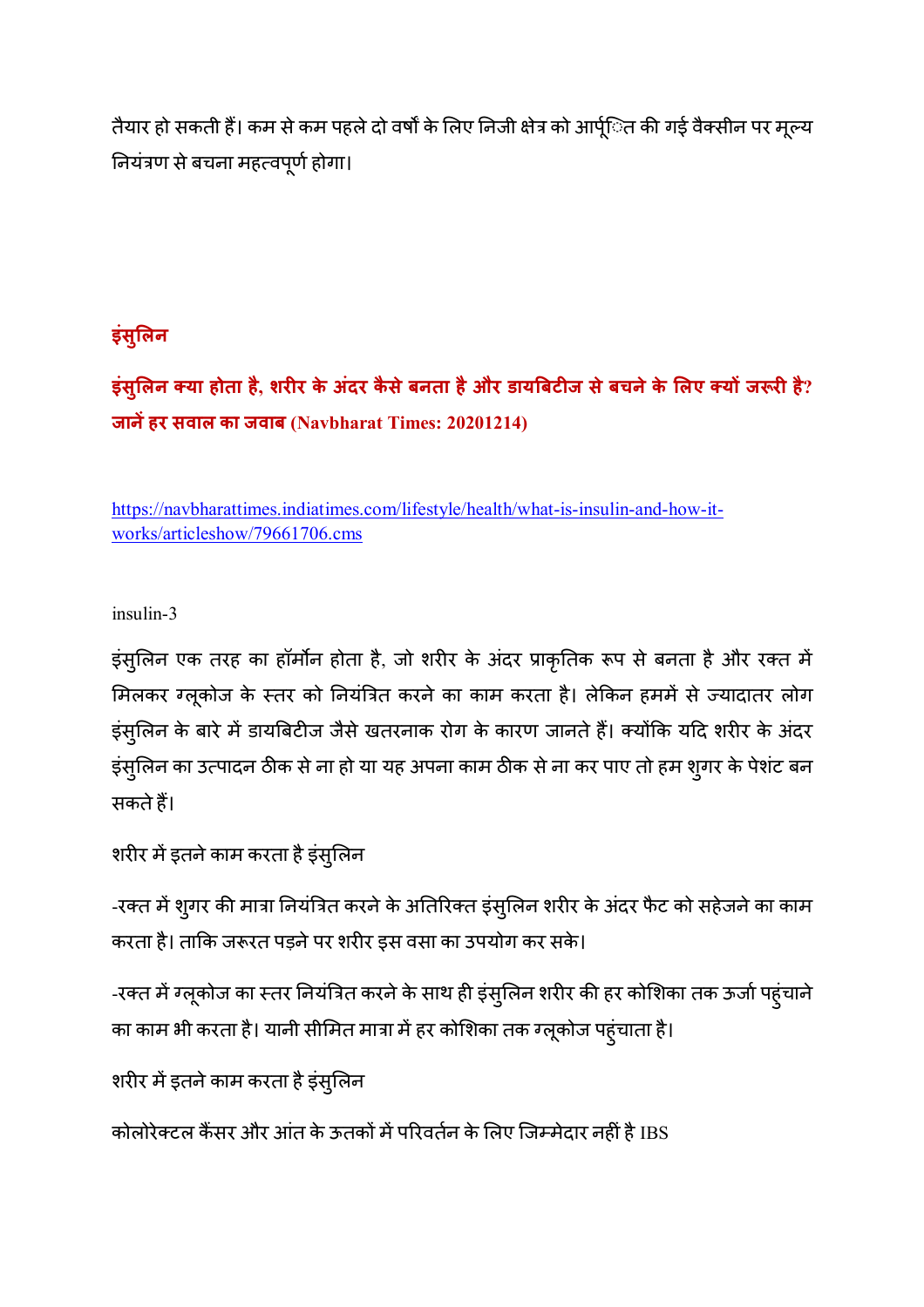तैयार हो सकती हैं। कम से कम पहले दो वर्षों के लिए निजी क्षेत्र को आपूर्ति की गई वैक्सीन पर मूल्य नियंत्रण से बचना महत्वपूर्ण होगा।

## इंसुलिन

### इंसुलिन क्या होता है, शरीर के अंदर कैसे बनता है और डायबिटीज से बचने के लिए क्यों जरूरी है? जानें हर सवाल का जवाब (Navbharat Times: 20201214)

https://navbharattimes.indiatimes.com/lifestyle/health/what-is-insulin-and-how-it-works/articleshow/79661706.cms

insulin-3

इंसुलिन एक तरह का हॉर्मोन होता है, जो शरीर के अंदर प्राकृतिक रूप से बनता है और रक्त में मिलकर ग्लूकोज के स्तर को नियंत्रित करने का काम करता है। लेकिन हममें से ज्यादातर लोग इंसुलिन के बारे में डायबिटीज जैसे खतरनाक रोग के कारण जानते हैं। क्योंकि यदि शरीर के अंदर इंसुलिन का उत्पादन ठीक से ना हो या यह अपना काम ठीक से ना कर पाए तो हम शुगर के पेशंट बन सकते हैं।

शरीर में इतने काम करता है इंसुलिन

-रक्त में शुगर की मात्रा नियंत्रित करने के अतिरिक्त इंसुलिन शरीर के अंदर फैट को सहेजने का काम करता है। ताकि जरूरत पड़ने पर शरीर इस वसा का उपयोग कर सके।

-रक्त में ग्लूकोज का स्तर नियंत्रित करने के साथ ही इंसुलिन शरीर की हर कोशिका तक ऊर्जा पहुंचाने का काम भी करता है। यानी सीमित मात्रा में हर कोशिका तक ग्लूकोज पहुंचाता है।

शरीर में इतने काम करता है इंसुलिन

कोलोरेक्टल कैंसर और आंत के ऊतकों में परिवर्तन के लिए जिम्मेदार नहीं है IBS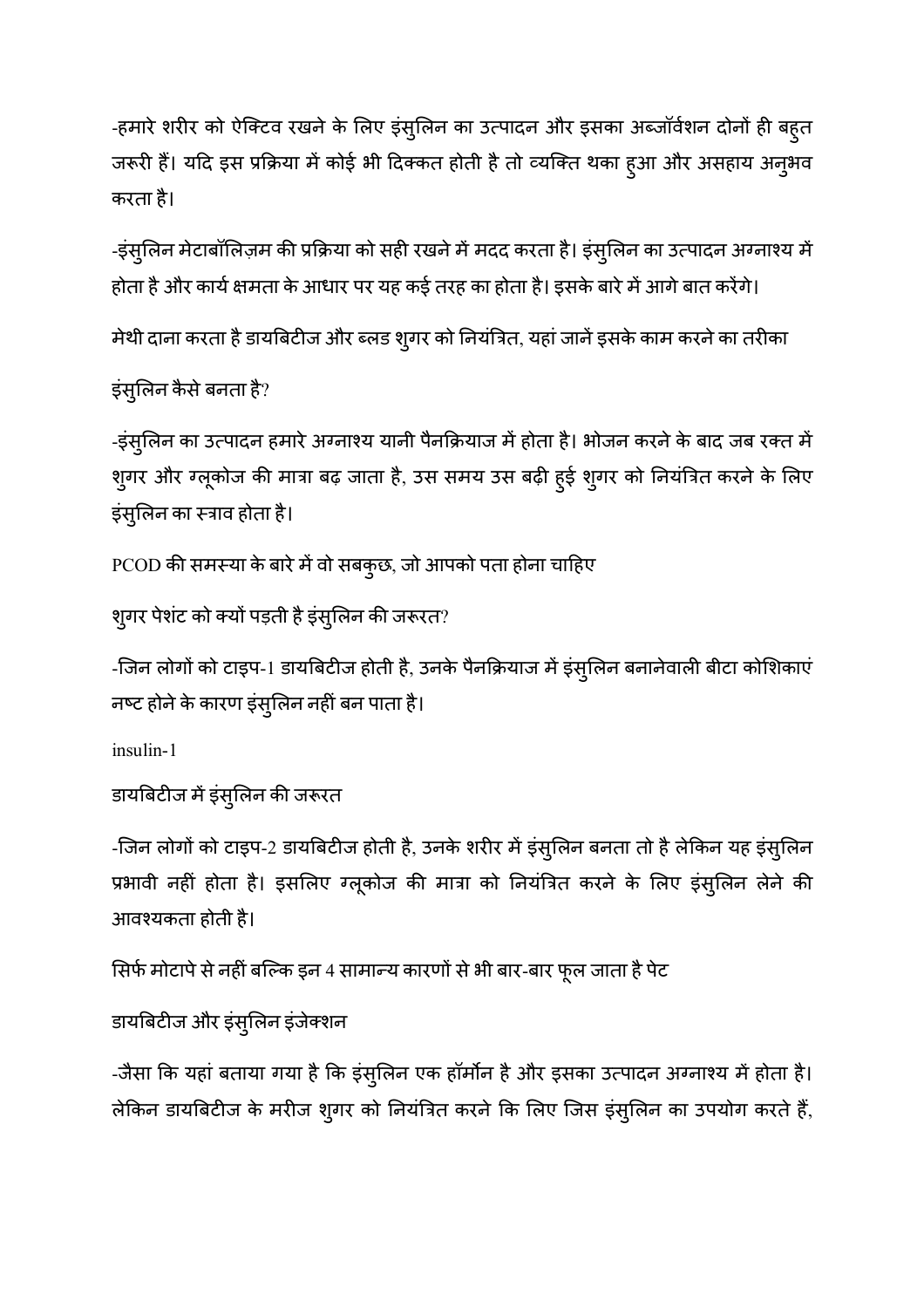-हमारे शरीर को ऐक्टिव रखने के लिए इंसुलिन का उत्पादन और इसका अब्जॉर्वशन दोनों ही बहुत जरूरी हैं। यदि इस प्रक्रिया में कोई भी दिक्कत होती है तो व्यक्ति थका हुआ और असहाय अनुभव करता है।

-इंसुलिन मेटाबॉलिज़्म की प्रक्रिया को सही रखने में मदद करता है। इंसुलिन का उत्पादन अग्नाशय में होता है और कार्य क्षमता के आधार पर यह कई तरह का होता है। इसके बारे में आगे बात करेंगे।

मेथी दाना करता है डायबिटीज और ब्लड शुगर को नियंत्रित, यहां जानें इसके काम करने का तरीका

इंसुलिन कैसे बनता है?

-इंसुलिन का उत्पादन हमारे अग्नाशय यानी पैनक्रियाज में होता है। भोजन करने के बाद जब रक्त में शुगर और ग्लूकोज की मात्रा बढ़ जाता है, उस समय उस बढ़ी हुई शुगर को नियंत्रित करने के लिए इंसुलिन का स्त्राव होता है।

PCOD की समस्या के बारे में वो सबकुछ, जो आपको पता होना चाहिए

शुगर पेशंट को क्यों पड़ती है इंसुलिन की जरूरत?

-जिन लोगों को टाइप-1 डायबिटीज होती है, उनके पैनक्रियाज में इंसुलिन बनानेवाली बीटा कोशिकाएं नष्ट होने के कारण इंसुलिन नहीं बन पाता है।

insulin-1

डायबिटीज में इंसुलिन की जरूरत

-जिन लोगों को टाइप-2 डायबिटीज होती है, उनके शरीर में इंसुलिन बनता तो है लेकिन यह इंसुलिन प्रभावी नहीं होता है। इसलिए ग्लूकोज की मात्रा को नियंत्रित करने के लिए इंसुलिन लेने की आवश्यकता होती है।

सिर्फ मोटापे से नहीं बल्कि इन 4 सामान्य कारणों से भी बार-बार फूल जाता है पेट

डायबिटीज और इंसुलिन इंजेक्शन

-जैसा कि यहां बताया गया है कि इंसुलिन एक हॉर्मोन है और इसका उत्पादन अग्नाशय में होता है। लेकिन डायबिटीज के मरीज शुगर को नियंत्रित करने कि लिए जिस इंसुलिन का उपयोग करते हैं,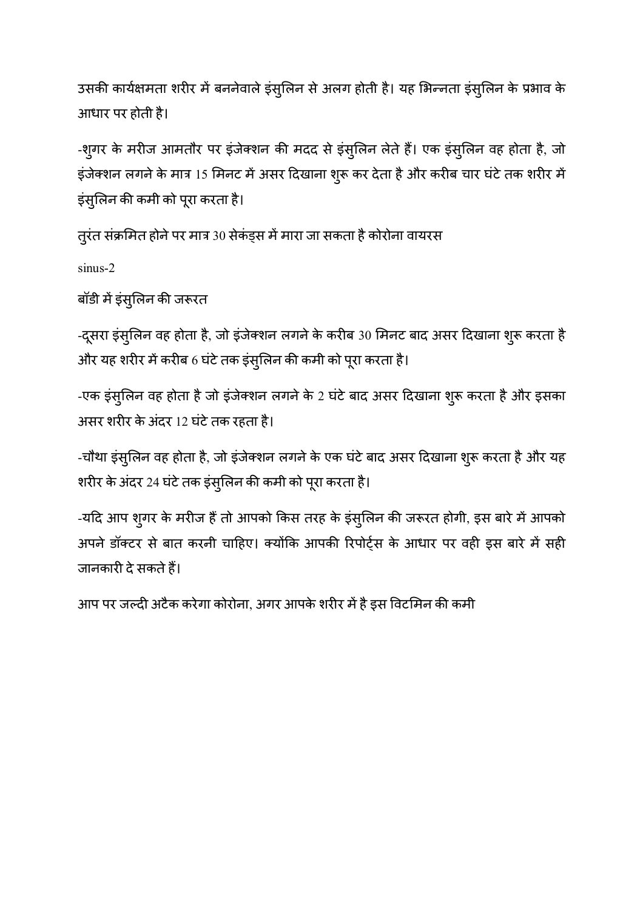उसकी कार्यक्षमता शरीर में बननेवाले इंसुलिन से अलग होती है। यह भिन्नता इंसुलिन के प्रभाव के आधार पर होती है।

-शुगर के मरीज आमतौर पर इंजेक्शन की मदद से इंसुलिन लेते हैं। एक इंसुलिन वह होता है, जो इंजेक्शन लगने के मात्र 15 मिनट में असर दिखाना शुरू कर देता है और करीब चार घंटे तक शरीर में इंसुलिन की कमी को पूरा करता है।

तुरंत संक्रमित होने पर मात्र 30 सेकंड्स में मारा जा सकता है कोरोना वायरस

sinus-2

बॉडी में इंसुलिन की जरूरत

-दूसरा इंसुलिन वह होता है, जो इंजेक्शन लगने के करीब 30 मिनट बाद असर दिखाना शुरू करता है और यह शरीर में करीब 6 घंटे तक इंसुलिन की कमी को पूरा करता है।

-एक इंसुलिन वह होता है जो इंजेक्शन लगने के 2 घंटे बाद असर दिखाना शुरू करता है और इसका असर शरीर के अंदर 12 घंटे तक रहता है।

-चौथा इंसुलिन वह होता है, जो इंजेक्शन लगने के एक घंटे बाद असर दिखाना शुरू करता है और यह शरीर के अंदर 24 घंटे तक इंसुलिन की कमी को पूरा करता है।

-यदि आप शुगर के मरीज हैं तो आपको किस तरह के इंसुलिन की जरूरत होगी, इस बारे में आपको अपने डॉक्टर से बात करनी चाहिए। क्योंकि आपकी रिपोर्ट्स के आधार पर वही इस बारे में सही जानकारी दे सकते हैं।

आप पर जल्दी अटैक करेगा कोरोना, अगर आपके शरीर में है इस विटमिन की कमी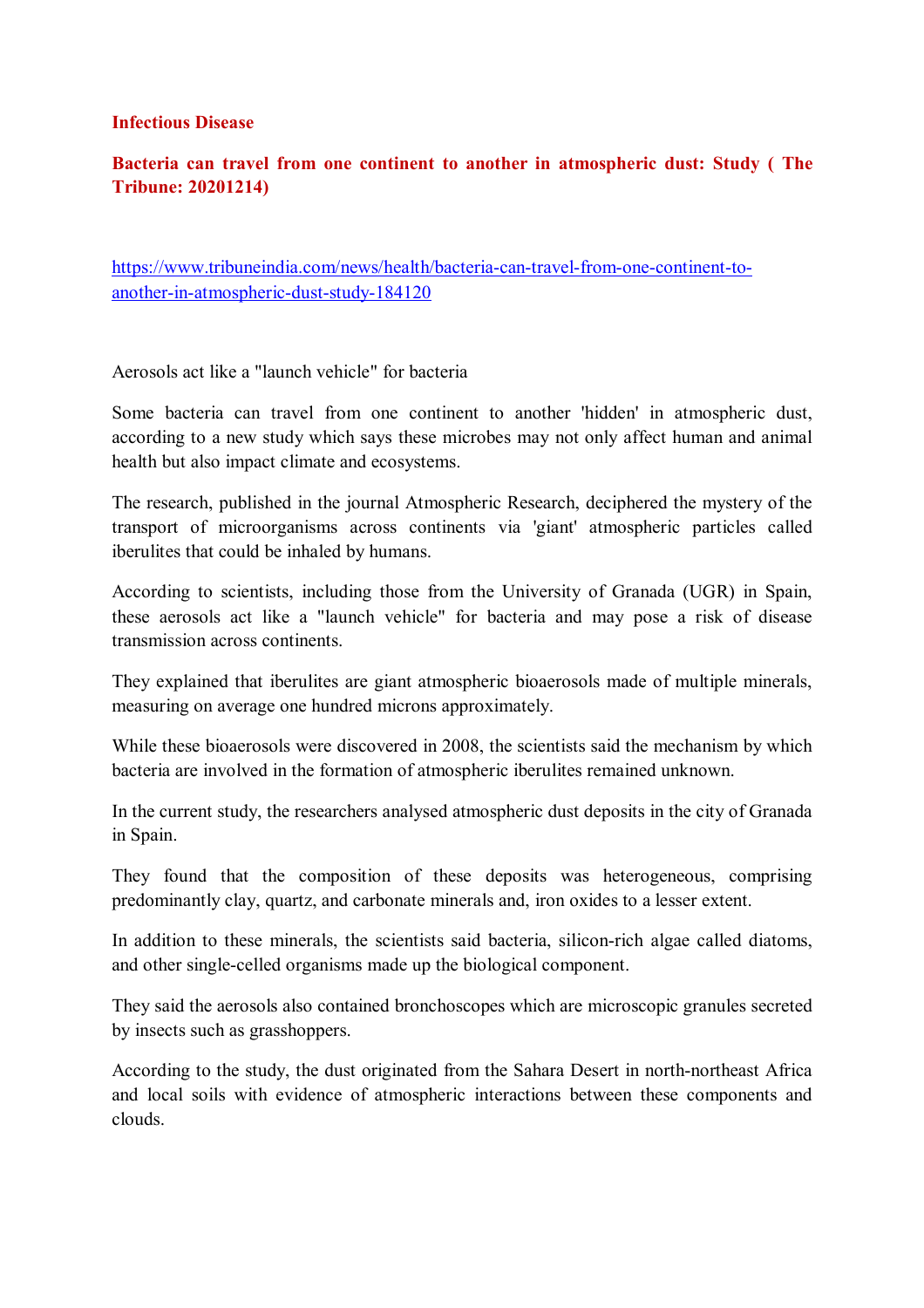**Infectious Disease**

**Bacteria can travel from one continent to another in atmospheric dust: Study ( The Tribune: 20201214)**

https://www.tribuneindia.com/news/health/bacteria-can-travel-from-one-continent-to-another-in-atmospheric-dust-study-184120

Aerosols act like a "launch vehicle" for bacteria

Some bacteria can travel from one continent to another 'hidden' in atmospheric dust, according to a new study which says these microbes may not only affect human and animal health but also impact climate and ecosystems.

The research, published in the journal Atmospheric Research, deciphered the mystery of the transport of microorganisms across continents via 'giant' atmospheric particles called iberulites that could be inhaled by humans.

According to scientists, including those from the University of Granada (UGR) in Spain, these aerosols act like a "launch vehicle" for bacteria and may pose a risk of disease transmission across continents.

They explained that iberulites are giant atmospheric bioaerosols made of multiple minerals, measuring on average one hundred microns approximately.

While these bioaerosols were discovered in 2008, the scientists said the mechanism by which bacteria are involved in the formation of atmospheric iberulites remained unknown.

In the current study, the researchers analysed atmospheric dust deposits in the city of Granada in Spain.

They found that the composition of these deposits was heterogeneous, comprising predominantly clay, quartz, and carbonate minerals and, iron oxides to a lesser extent.

In addition to these minerals, the scientists said bacteria, silicon-rich algae called diatoms, and other single-celled organisms made up the biological component.

They said the aerosols also contained bronchoscopes which are microscopic granules secreted by insects such as grasshoppers.

According to the study, the dust originated from the Sahara Desert in north-northeast Africa and local soils with evidence of atmospheric interactions between these components and clouds.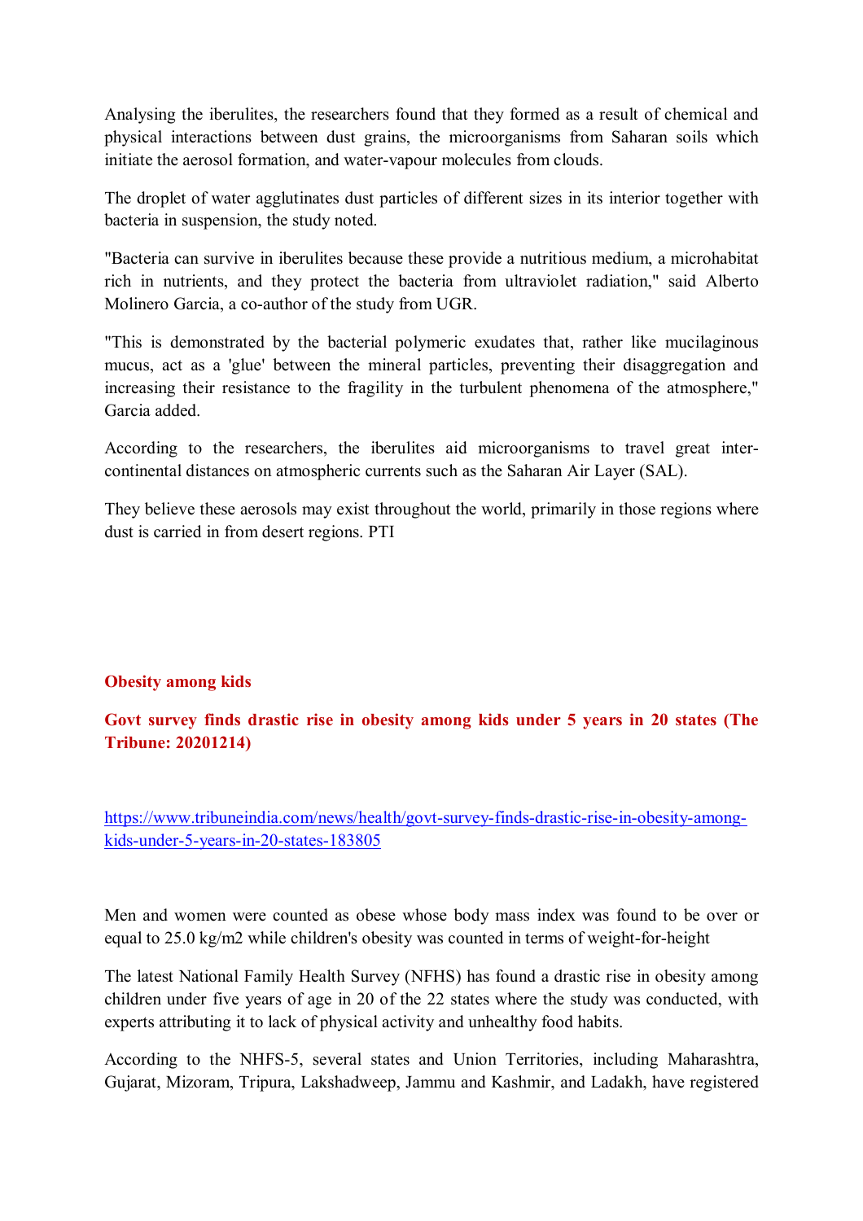Analysing the iberulites, the researchers found that they formed as a result of chemical and physical interactions between dust grains, the microorganisms from Saharan soils which initiate the aerosol formation, and water-vapour molecules from clouds.

The droplet of water agglutinates dust particles of different sizes in its interior together with bacteria in suspension, the study noted.

"Bacteria can survive in iberulites because these provide a nutritious medium, a microhabitat rich in nutrients, and they protect the bacteria from ultraviolet radiation," said Alberto Molinero Garcia, a co-author of the study from UGR.

"This is demonstrated by the bacterial polymeric exudates that, rather like mucilaginous mucus, act as a 'glue' between the mineral particles, preventing their disaggregation and increasing their resistance to the fragility in the turbulent phenomena of the atmosphere," Garcia added.

According to the researchers, the iberulites aid microorganisms to travel great inter-continental distances on atmospheric currents such as the Saharan Air Layer (SAL).

They believe these aerosols may exist throughout the world, primarily in those regions where dust is carried in from desert regions. PTI

## Obesity among kids

### Govt survey finds drastic rise in obesity among kids under 5 years in 20 states (The Tribune: 20201214)

https://www.tribuneindia.com/news/health/govt-survey-finds-drastic-rise-in-obesity-among-kids-under-5-years-in-20-states-183805

Men and women were counted as obese whose body mass index was found to be over or equal to 25.0 kg/m2 while children's obesity was counted in terms of weight-for-height

The latest National Family Health Survey (NFHS) has found a drastic rise in obesity among children under five years of age in 20 of the 22 states where the study was conducted, with experts attributing it to lack of physical activity and unhealthy food habits.

According to the NHFS-5, several states and Union Territories, including Maharashtra, Gujarat, Mizoram, Tripura, Lakshadweep, Jammu and Kashmir, and Ladakh, have registered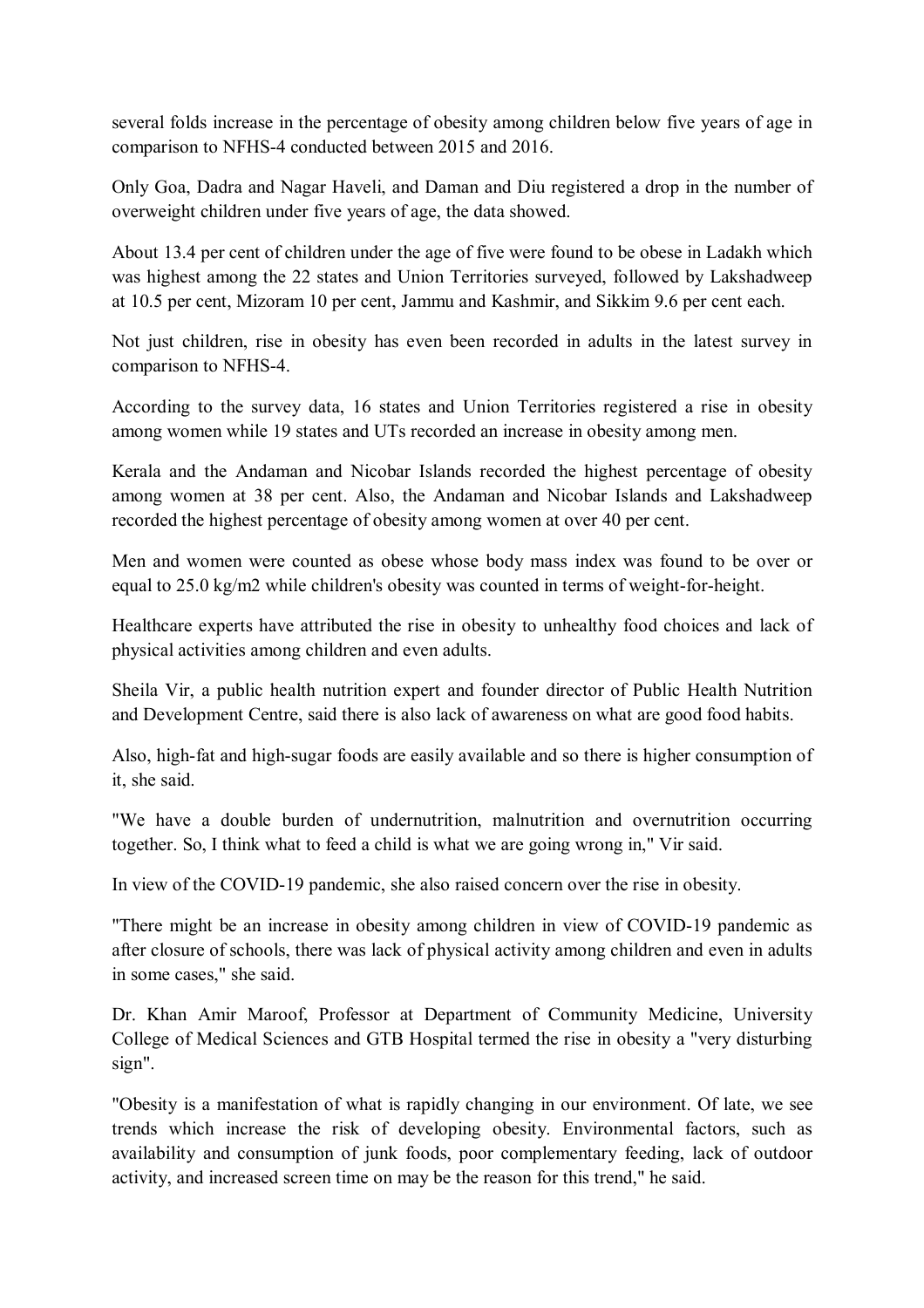several folds increase in the percentage of obesity among children below five years of age in comparison to NFHS-4 conducted between 2015 and 2016.

Only Goa, Dadra and Nagar Haveli, and Daman and Diu registered a drop in the number of overweight children under five years of age, the data showed.

About 13.4 per cent of children under the age of five were found to be obese in Ladakh which was highest among the 22 states and Union Territories surveyed, followed by Lakshadweep at 10.5 per cent, Mizoram 10 per cent, Jammu and Kashmir, and Sikkim 9.6 per cent each.

Not just children, rise in obesity has even been recorded in adults in the latest survey in comparison to NFHS-4.

According to the survey data, 16 states and Union Territories registered a rise in obesity among women while 19 states and UTs recorded an increase in obesity among men.

Kerala and the Andaman and Nicobar Islands recorded the highest percentage of obesity among women at 38 per cent. Also, the Andaman and Nicobar Islands and Lakshadweep recorded the highest percentage of obesity among women at over 40 per cent.

Men and women were counted as obese whose body mass index was found to be over or equal to 25.0 kg/m2 while children's obesity was counted in terms of weight-for-height.

Healthcare experts have attributed the rise in obesity to unhealthy food choices and lack of physical activities among children and even adults.

Sheila Vir, a public health nutrition expert and founder director of Public Health Nutrition and Development Centre, said there is also lack of awareness on what are good food habits.

Also, high-fat and high-sugar foods are easily available and so there is higher consumption of it, she said.

"We have a double burden of undernutrition, malnutrition and overnutrition occurring together. So, I think what to feed a child is what we are going wrong in," Vir said.

In view of the COVID-19 pandemic, she also raised concern over the rise in obesity.

"There might be an increase in obesity among children in view of COVID-19 pandemic as after closure of schools, there was lack of physical activity among children and even in adults in some cases," she said.

Dr. Khan Amir Maroof, Professor at Department of Community Medicine, University College of Medical Sciences and GTB Hospital termed the rise in obesity a "very disturbing sign".

"Obesity is a manifestation of what is rapidly changing in our environment. Of late, we see trends which increase the risk of developing obesity. Environmental factors, such as availability and consumption of junk foods, poor complementary feeding, lack of outdoor activity, and increased screen time on may be the reason for this trend," he said.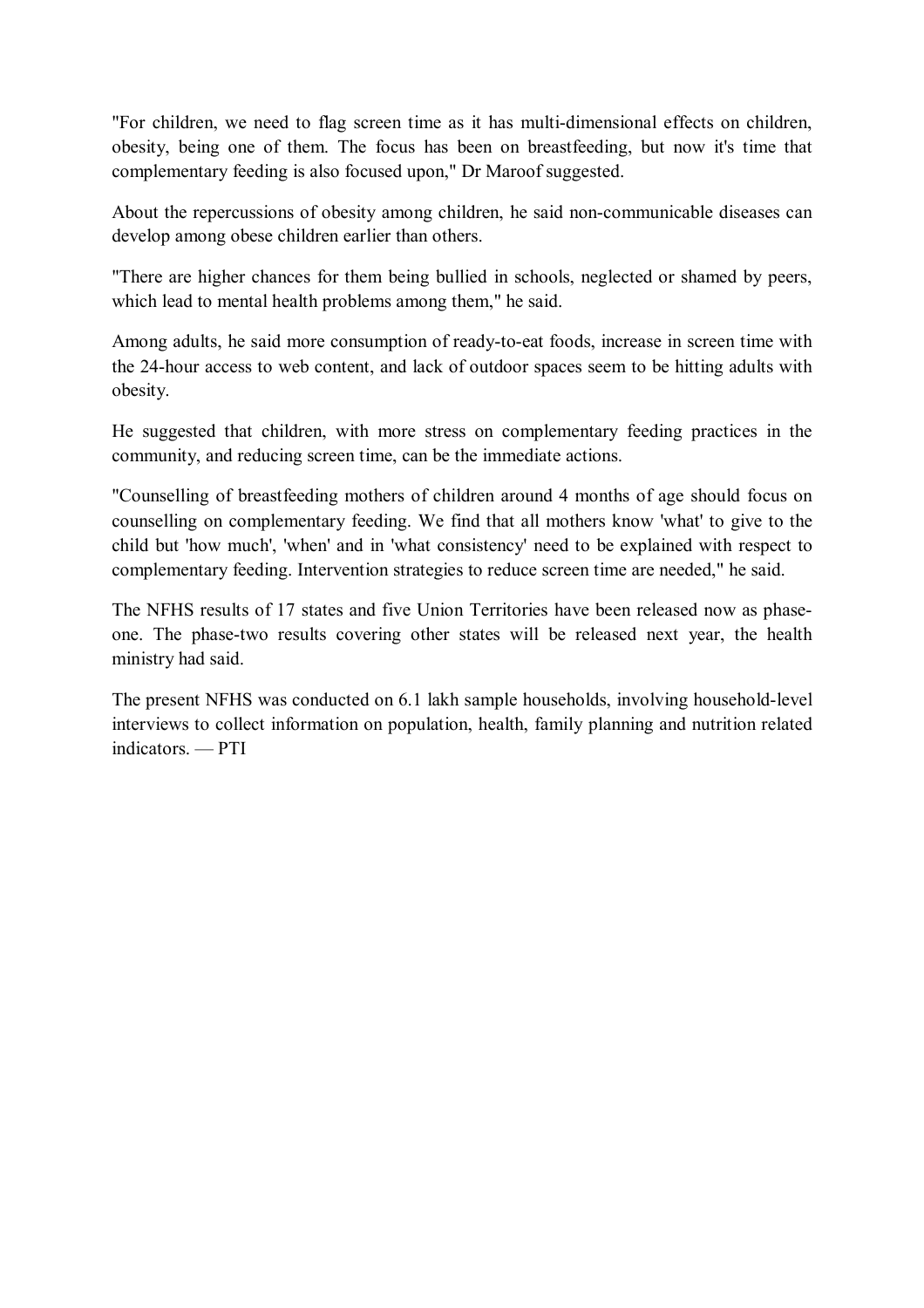"For children, we need to flag screen time as it has multi-dimensional effects on children, obesity, being one of them. The focus has been on breastfeeding, but now it's time that complementary feeding is also focused upon," Dr Maroof suggested.

About the repercussions of obesity among children, he said non-communicable diseases can develop among obese children earlier than others.

"There are higher chances for them being bullied in schools, neglected or shamed by peers, which lead to mental health problems among them," he said.

Among adults, he said more consumption of ready-to-eat foods, increase in screen time with the 24-hour access to web content, and lack of outdoor spaces seem to be hitting adults with obesity.

He suggested that children, with more stress on complementary feeding practices in the community, and reducing screen time, can be the immediate actions.

"Counselling of breastfeeding mothers of children around 4 months of age should focus on counselling on complementary feeding. We find that all mothers know 'what' to give to the child but 'how much', 'when' and in 'what consistency' need to be explained with respect to complementary feeding. Intervention strategies to reduce screen time are needed," he said.

The NFHS results of 17 states and five Union Territories have been released now as phase-one. The phase-two results covering other states will be released next year, the health ministry had said.

The present NFHS was conducted on 6.1 lakh sample households, involving household-level interviews to collect information on population, health, family planning and nutrition related indicators. — PTI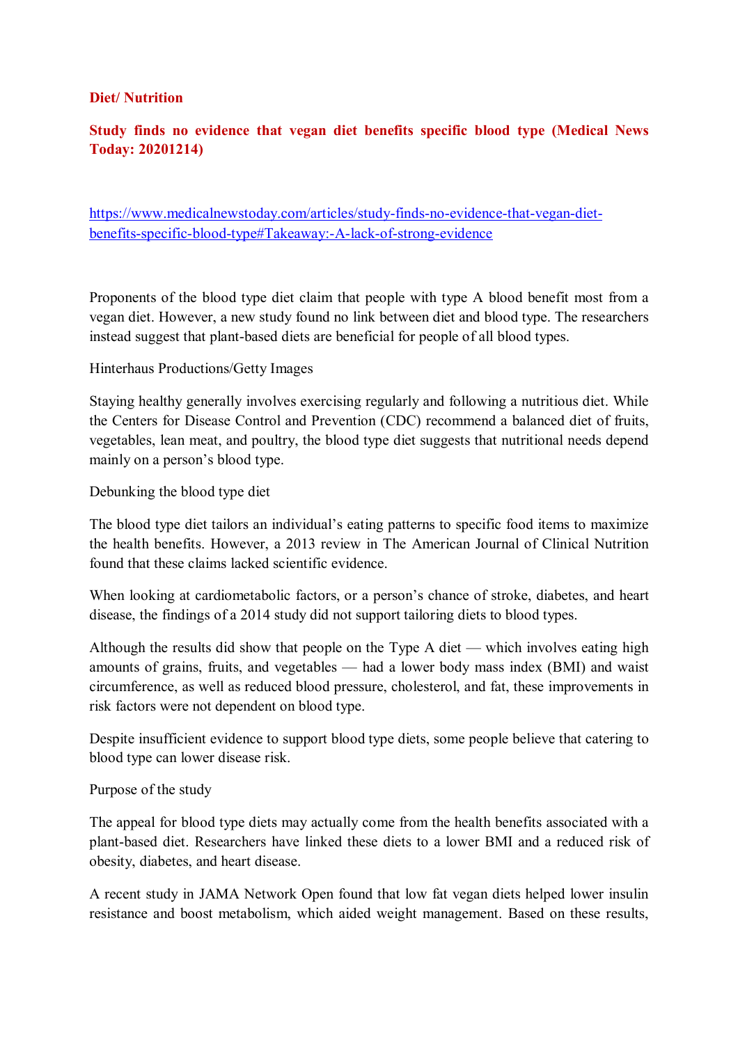**Diet/ Nutrition**

**Study finds no evidence that vegan diet benefits specific blood type (Medical News Today: 20201214)**

https://www.medicalnewstoday.com/articles/study-finds-no-evidence-that-vegan-diet-benefits-specific-blood-type#Takeaway:-A-lack-of-strong-evidence

Proponents of the blood type diet claim that people with type A blood benefit most from a vegan diet. However, a new study found no link between diet and blood type. The researchers instead suggest that plant-based diets are beneficial for people of all blood types.

Hinterhaus Productions/Getty Images

Staying healthy generally involves exercising regularly and following a nutritious diet. While the Centers for Disease Control and Prevention (CDC) recommend a balanced diet of fruits, vegetables, lean meat, and poultry, the blood type diet suggests that nutritional needs depend mainly on a person's blood type.

Debunking the blood type diet

The blood type diet tailors an individual's eating patterns to specific food items to maximize the health benefits. However, a 2013 review in The American Journal of Clinical Nutrition found that these claims lacked scientific evidence.

When looking at cardiometabolic factors, or a person's chance of stroke, diabetes, and heart disease, the findings of a 2014 study did not support tailoring diets to blood types.

Although the results did show that people on the Type A diet — which involves eating high amounts of grains, fruits, and vegetables — had a lower body mass index (BMI) and waist circumference, as well as reduced blood pressure, cholesterol, and fat, these improvements in risk factors were not dependent on blood type.

Despite insufficient evidence to support blood type diets, some people believe that catering to blood type can lower disease risk.

Purpose of the study

The appeal for blood type diets may actually come from the health benefits associated with a plant-based diet. Researchers have linked these diets to a lower BMI and a reduced risk of obesity, diabetes, and heart disease.

A recent study in JAMA Network Open found that low fat vegan diets helped lower insulin resistance and boost metabolism, which aided weight management. Based on these results,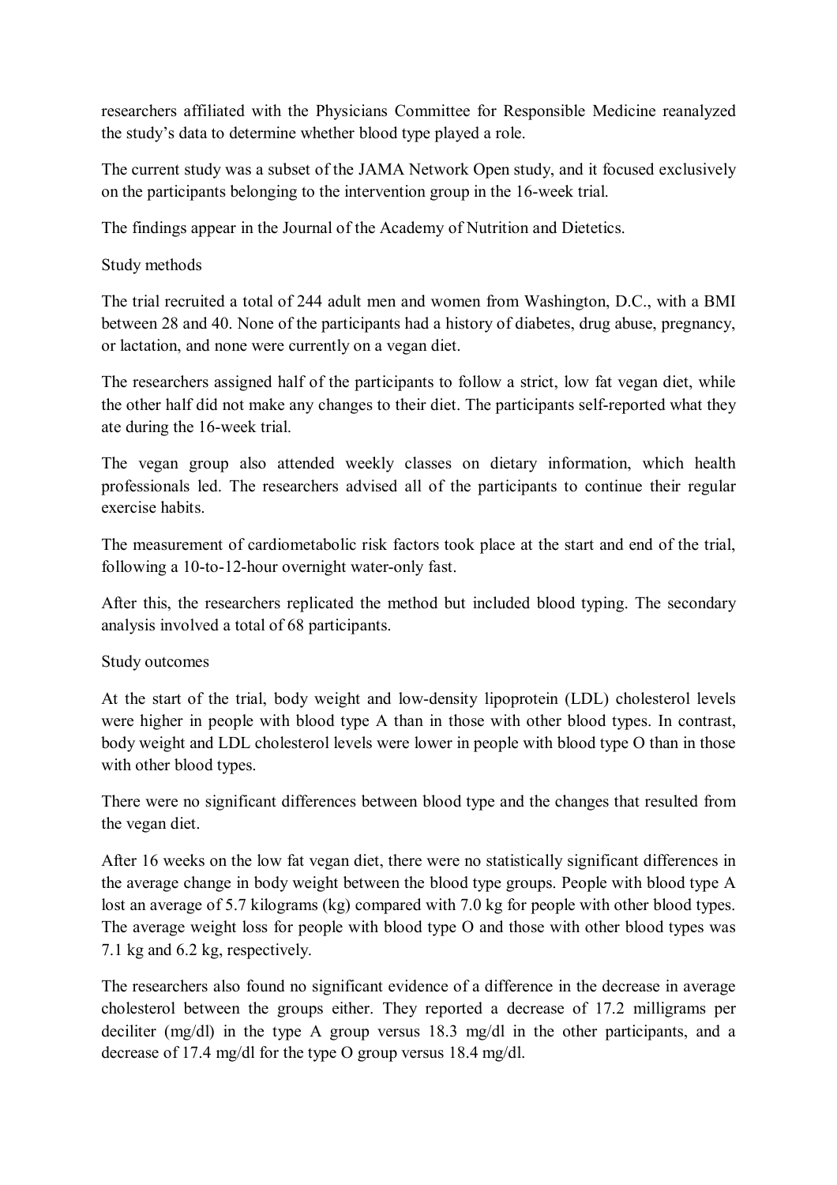researchers affiliated with the Physicians Committee for Responsible Medicine reanalyzed the study's data to determine whether blood type played a role.

The current study was a subset of the JAMA Network Open study, and it focused exclusively on the participants belonging to the intervention group in the 16-week trial.

The findings appear in the Journal of the Academy of Nutrition and Dietetics.

## Study methods

The trial recruited a total of 244 adult men and women from Washington, D.C., with a BMI between 28 and 40. None of the participants had a history of diabetes, drug abuse, pregnancy, or lactation, and none were currently on a vegan diet.

The researchers assigned half of the participants to follow a strict, low fat vegan diet, while the other half did not make any changes to their diet. The participants self-reported what they ate during the 16-week trial.

The vegan group also attended weekly classes on dietary information, which health professionals led. The researchers advised all of the participants to continue their regular exercise habits.

The measurement of cardiometabolic risk factors took place at the start and end of the trial, following a 10-to-12-hour overnight water-only fast.

After this, the researchers replicated the method but included blood typing. The secondary analysis involved a total of 68 participants.

## Study outcomes

At the start of the trial, body weight and low-density lipoprotein (LDL) cholesterol levels were higher in people with blood type A than in those with other blood types. In contrast, body weight and LDL cholesterol levels were lower in people with blood type O than in those with other blood types.

There were no significant differences between blood type and the changes that resulted from the vegan diet.

After 16 weeks on the low fat vegan diet, there were no statistically significant differences in the average change in body weight between the blood type groups. People with blood type A lost an average of 5.7 kilograms (kg) compared with 7.0 kg for people with other blood types. The average weight loss for people with blood type O and those with other blood types was 7.1 kg and 6.2 kg, respectively.

The researchers also found no significant evidence of a difference in the decrease in average cholesterol between the groups either. They reported a decrease of 17.2 milligrams per deciliter (mg/dl) in the type A group versus 18.3 mg/dl in the other participants, and a decrease of 17.4 mg/dl for the type O group versus 18.4 mg/dl.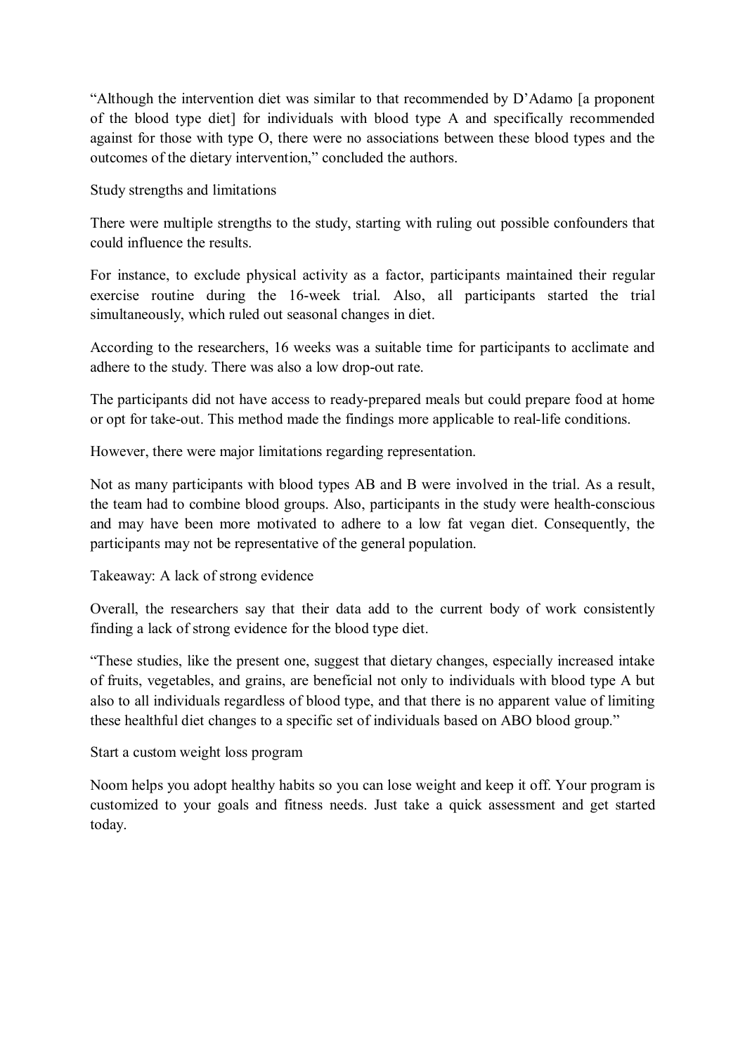"Although the intervention diet was similar to that recommended by D'Adamo [a proponent of the blood type diet] for individuals with blood type A and specifically recommended against for those with type O, there were no associations between these blood types and the outcomes of the dietary intervention," concluded the authors.

## Study strengths and limitations

There were multiple strengths to the study, starting with ruling out possible confounders that could influence the results.

For instance, to exclude physical activity as a factor, participants maintained their regular exercise routine during the 16-week trial. Also, all participants started the trial simultaneously, which ruled out seasonal changes in diet.

According to the researchers, 16 weeks was a suitable time for participants to acclimate and adhere to the study. There was also a low drop-out rate.

The participants did not have access to ready-prepared meals but could prepare food at home or opt for take-out. This method made the findings more applicable to real-life conditions.

However, there were major limitations regarding representation.

Not as many participants with blood types AB and B were involved in the trial. As a result, the team had to combine blood groups. Also, participants in the study were health-conscious and may have been more motivated to adhere to a low fat vegan diet. Consequently, the participants may not be representative of the general population.

## Takeaway: A lack of strong evidence

Overall, the researchers say that their data add to the current body of work consistently finding a lack of strong evidence for the blood type diet.

"These studies, like the present one, suggest that dietary changes, especially increased intake of fruits, vegetables, and grains, are beneficial not only to individuals with blood type A but also to all individuals regardless of blood type, and that there is no apparent value of limiting these healthful diet changes to a specific set of individuals based on ABO blood group."

## Start a custom weight loss program

Noom helps you adopt healthy habits so you can lose weight and keep it off. Your program is customized to your goals and fitness needs. Just take a quick assessment and get started today.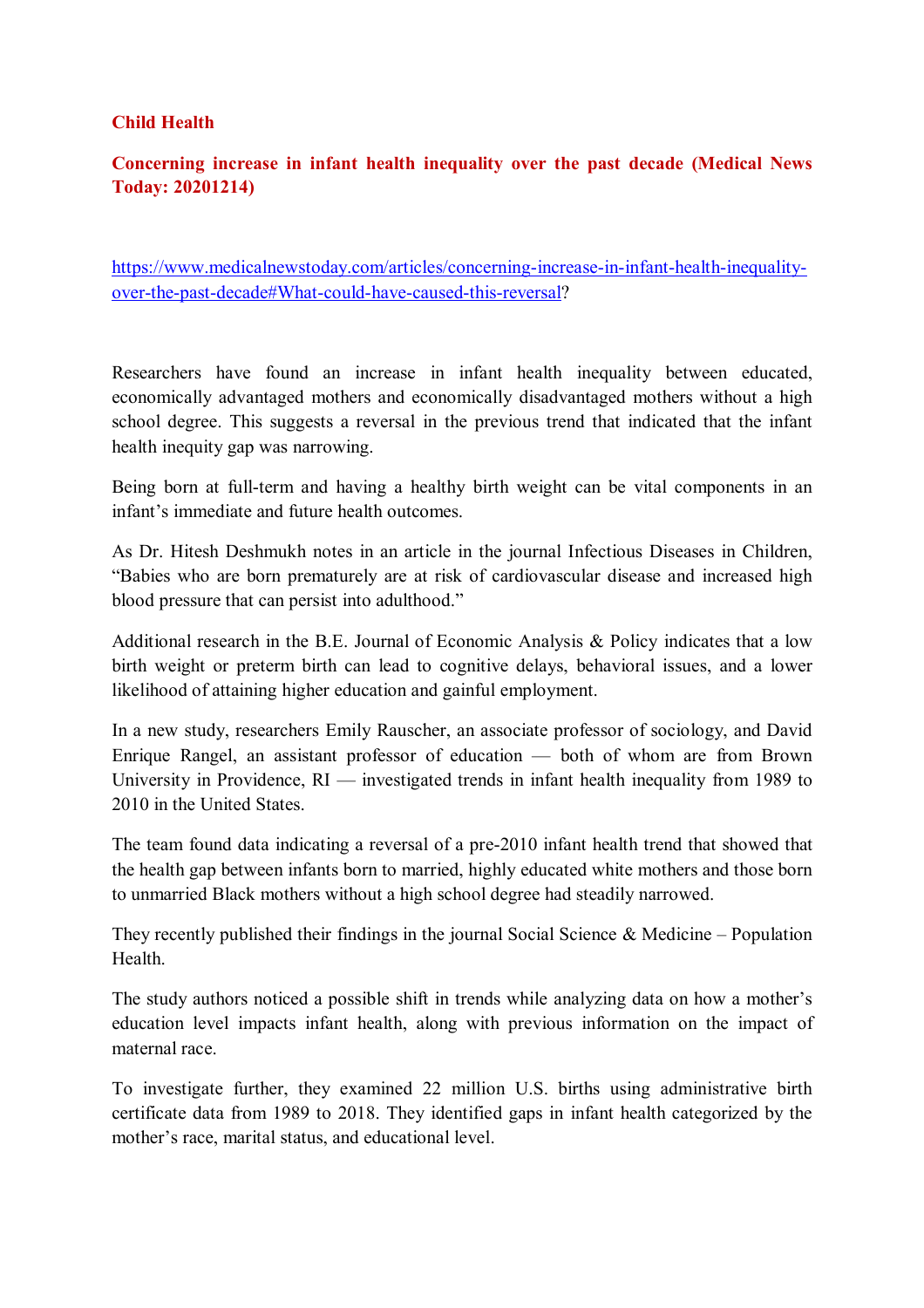**Child Health**

**Concerning increase in infant health inequality over the past decade (Medical News Today: 20201214)**

https://www.medicalnewstoday.com/articles/concerning-increase-in-infant-health-inequality-over-the-past-decade#What-could-have-caused-this-reversal?

Researchers have found an increase in infant health inequality between educated, economically advantaged mothers and economically disadvantaged mothers without a high school degree. This suggests a reversal in the previous trend that indicated that the infant health inequity gap was narrowing.

Being born at full-term and having a healthy birth weight can be vital components in an infant's immediate and future health outcomes.

As Dr. Hitesh Deshmukh notes in an article in the journal Infectious Diseases in Children, "Babies who are born prematurely are at risk of cardiovascular disease and increased high blood pressure that can persist into adulthood."

Additional research in the B.E. Journal of Economic Analysis & Policy indicates that a low birth weight or preterm birth can lead to cognitive delays, behavioral issues, and a lower likelihood of attaining higher education and gainful employment.

In a new study, researchers Emily Rauscher, an associate professor of sociology, and David Enrique Rangel, an assistant professor of education — both of whom are from Brown University in Providence, RI — investigated trends in infant health inequality from 1989 to 2010 in the United States.

The team found data indicating a reversal of a pre-2010 infant health trend that showed that the health gap between infants born to married, highly educated white mothers and those born to unmarried Black mothers without a high school degree had steadily narrowed.

They recently published their findings in the journal Social Science & Medicine – Population Health.

The study authors noticed a possible shift in trends while analyzing data on how a mother's education level impacts infant health, along with previous information on the impact of maternal race.

To investigate further, they examined 22 million U.S. births using administrative birth certificate data from 1989 to 2018. They identified gaps in infant health categorized by the mother's race, marital status, and educational level.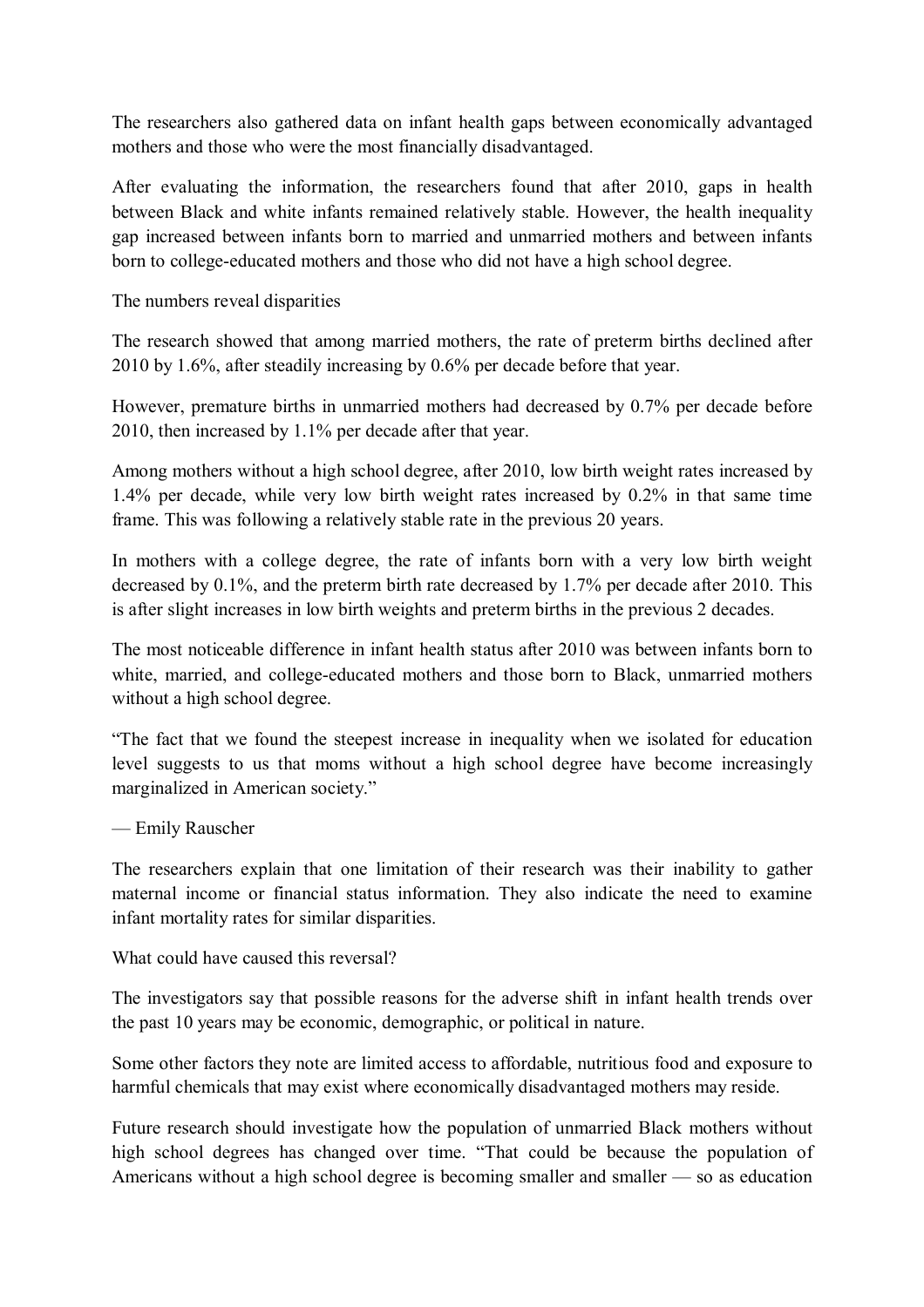The researchers also gathered data on infant health gaps between economically advantaged mothers and those who were the most financially disadvantaged.

After evaluating the information, the researchers found that after 2010, gaps in health between Black and white infants remained relatively stable. However, the health inequality gap increased between infants born to married and unmarried mothers and between infants born to college-educated mothers and those who did not have a high school degree.

## The numbers reveal disparities

The research showed that among married mothers, the rate of preterm births declined after 2010 by 1.6%, after steadily increasing by 0.6% per decade before that year.

However, premature births in unmarried mothers had decreased by 0.7% per decade before 2010, then increased by 1.1% per decade after that year.

Among mothers without a high school degree, after 2010, low birth weight rates increased by 1.4% per decade, while very low birth weight rates increased by 0.2% in that same time frame. This was following a relatively stable rate in the previous 20 years.

In mothers with a college degree, the rate of infants born with a very low birth weight decreased by 0.1%, and the preterm birth rate decreased by 1.7% per decade after 2010. This is after slight increases in low birth weights and preterm births in the previous 2 decades.

The most noticeable difference in infant health status after 2010 was between infants born to white, married, and college-educated mothers and those born to Black, unmarried mothers without a high school degree.

"The fact that we found the steepest increase in inequality when we isolated for education level suggests to us that moms without a high school degree have become increasingly marginalized in American society."

— Emily Rauscher

The researchers explain that one limitation of their research was their inability to gather maternal income or financial status information. They also indicate the need to examine infant mortality rates for similar disparities.

## What could have caused this reversal?

The investigators say that possible reasons for the adverse shift in infant health trends over the past 10 years may be economic, demographic, or political in nature.

Some other factors they note are limited access to affordable, nutritious food and exposure to harmful chemicals that may exist where economically disadvantaged mothers may reside.

Future research should investigate how the population of unmarried Black mothers without high school degrees has changed over time. "That could be because the population of Americans without a high school degree is becoming smaller and smaller — so as education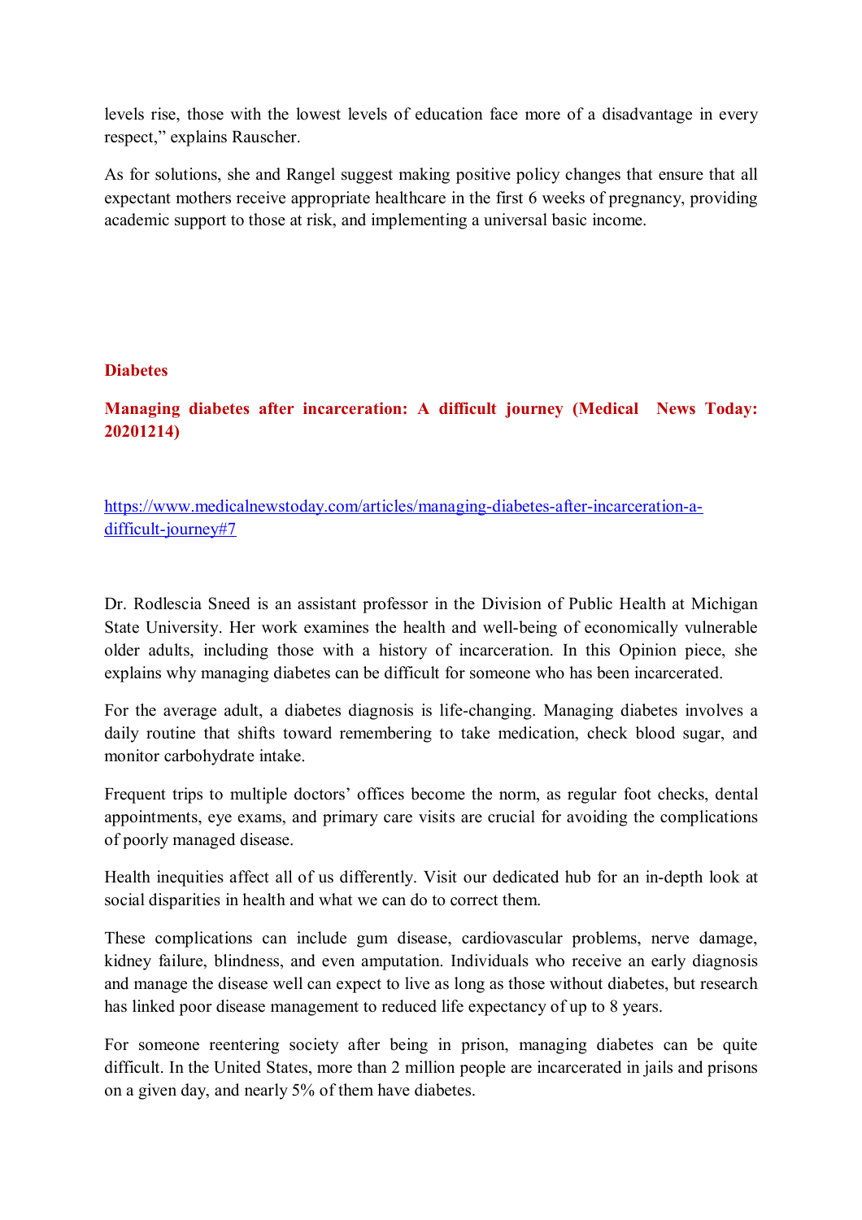levels rise, those with the lowest levels of education face more of a disadvantage in every respect," explains Rauscher.

As for solutions, she and Rangel suggest making positive policy changes that ensure that all expectant mothers receive appropriate healthcare in the first 6 weeks of pregnancy, providing academic support to those at risk, and implementing a universal basic income.

## Diabetes

### Managing diabetes after incarceration: A difficult journey (Medical News Today: 20201214)

[https://www.medicalnewstoday.com/articles/managing-diabetes-after-incarceration-a-difficult-journey#7](https://www.medicalnewstoday.com/articles/managing-diabetes-after-incarceration-a-difficult-journey#7)

Dr. Rodlescia Sneed is an assistant professor in the Division of Public Health at Michigan State University. Her work examines the health and well-being of economically vulnerable older adults, including those with a history of incarceration. In this Opinion piece, she explains why managing diabetes can be difficult for someone who has been incarcerated.

For the average adult, a diabetes diagnosis is life-changing. Managing diabetes involves a daily routine that shifts toward remembering to take medication, check blood sugar, and monitor carbohydrate intake.

Frequent trips to multiple doctors' offices become the norm, as regular foot checks, dental appointments, eye exams, and primary care visits are crucial for avoiding the complications of poorly managed disease.

Health inequities affect all of us differently. Visit our dedicated hub for an in-depth look at social disparities in health and what we can do to correct them.

These complications can include gum disease, cardiovascular problems, nerve damage, kidney failure, blindness, and even amputation. Individuals who receive an early diagnosis and manage the disease well can expect to live as long as those without diabetes, but research has linked poor disease management to reduced life expectancy of up to 8 years.

For someone reentering society after being in prison, managing diabetes can be quite difficult. In the United States, more than 2 million people are incarcerated in jails and prisons on a given day, and nearly 5% of them have diabetes.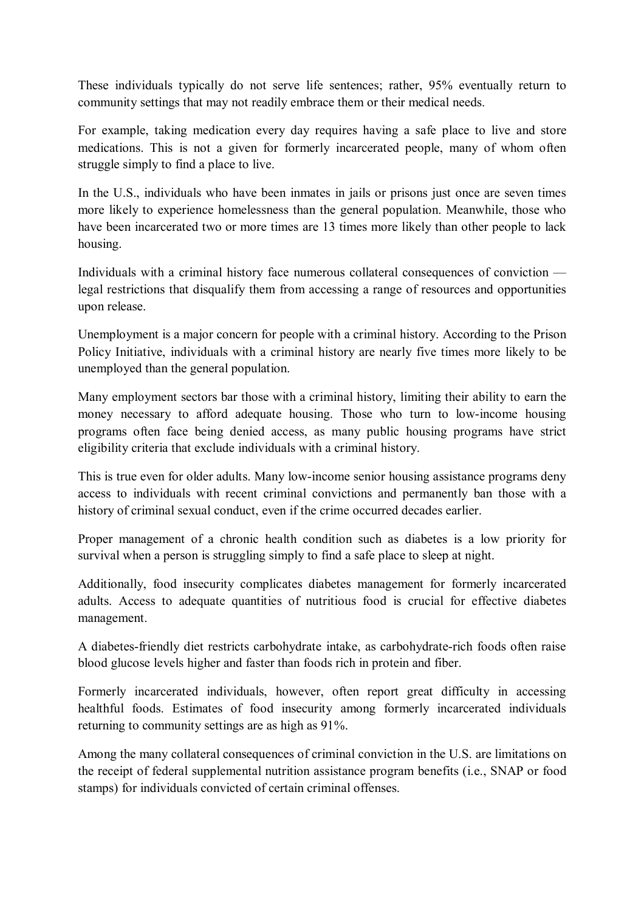These individuals typically do not serve life sentences; rather, 95% eventually return to community settings that may not readily embrace them or their medical needs.

For example, taking medication every day requires having a safe place to live and store medications. This is not a given for formerly incarcerated people, many of whom often struggle simply to find a place to live.

In the U.S., individuals who have been inmates in jails or prisons just once are seven times more likely to experience homelessness than the general population. Meanwhile, those who have been incarcerated two or more times are 13 times more likely than other people to lack housing.

Individuals with a criminal history face numerous collateral consequences of conviction — legal restrictions that disqualify them from accessing a range of resources and opportunities upon release.

Unemployment is a major concern for people with a criminal history. According to the Prison Policy Initiative, individuals with a criminal history are nearly five times more likely to be unemployed than the general population.

Many employment sectors bar those with a criminal history, limiting their ability to earn the money necessary to afford adequate housing. Those who turn to low-income housing programs often face being denied access, as many public housing programs have strict eligibility criteria that exclude individuals with a criminal history.

This is true even for older adults. Many low-income senior housing assistance programs deny access to individuals with recent criminal convictions and permanently ban those with a history of criminal sexual conduct, even if the crime occurred decades earlier.

Proper management of a chronic health condition such as diabetes is a low priority for survival when a person is struggling simply to find a safe place to sleep at night.

Additionally, food insecurity complicates diabetes management for formerly incarcerated adults. Access to adequate quantities of nutritious food is crucial for effective diabetes management.

A diabetes-friendly diet restricts carbohydrate intake, as carbohydrate-rich foods often raise blood glucose levels higher and faster than foods rich in protein and fiber.

Formerly incarcerated individuals, however, often report great difficulty in accessing healthful foods. Estimates of food insecurity among formerly incarcerated individuals returning to community settings are as high as 91%.

Among the many collateral consequences of criminal conviction in the U.S. are limitations on the receipt of federal supplemental nutrition assistance program benefits (i.e., SNAP or food stamps) for individuals convicted of certain criminal offenses.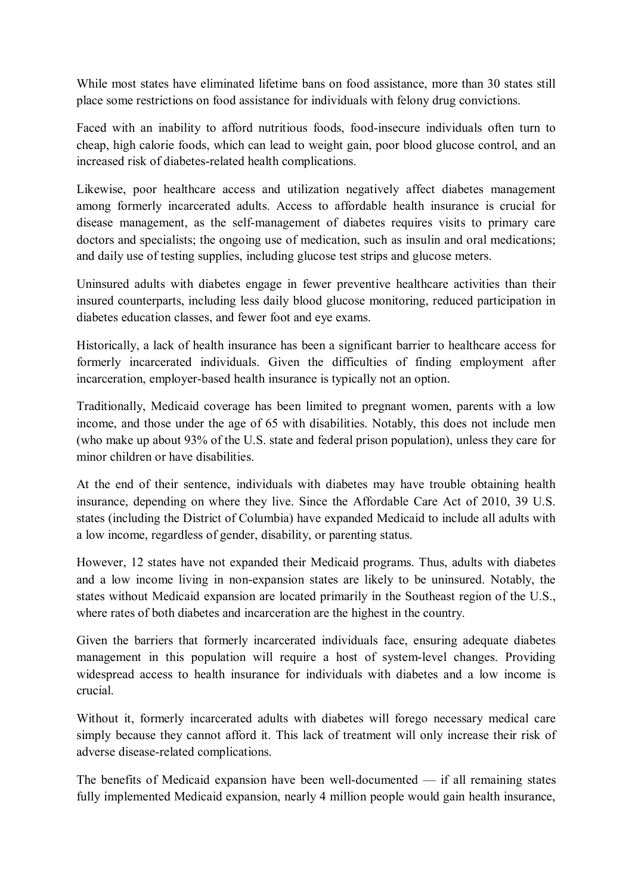While most states have eliminated lifetime bans on food assistance, more than 30 states still place some restrictions on food assistance for individuals with felony drug convictions.

Faced with an inability to afford nutritious foods, food-insecure individuals often turn to cheap, high calorie foods, which can lead to weight gain, poor blood glucose control, and an increased risk of diabetes-related health complications.

Likewise, poor healthcare access and utilization negatively affect diabetes management among formerly incarcerated adults. Access to affordable health insurance is crucial for disease management, as the self-management of diabetes requires visits to primary care doctors and specialists; the ongoing use of medication, such as insulin and oral medications; and daily use of testing supplies, including glucose test strips and glucose meters.

Uninsured adults with diabetes engage in fewer preventive healthcare activities than their insured counterparts, including less daily blood glucose monitoring, reduced participation in diabetes education classes, and fewer foot and eye exams.

Historically, a lack of health insurance has been a significant barrier to healthcare access for formerly incarcerated individuals. Given the difficulties of finding employment after incarceration, employer-based health insurance is typically not an option.

Traditionally, Medicaid coverage has been limited to pregnant women, parents with a low income, and those under the age of 65 with disabilities. Notably, this does not include men (who make up about 93% of the U.S. state and federal prison population), unless they care for minor children or have disabilities.

At the end of their sentence, individuals with diabetes may have trouble obtaining health insurance, depending on where they live. Since the Affordable Care Act of 2010, 39 U.S. states (including the District of Columbia) have expanded Medicaid to include all adults with a low income, regardless of gender, disability, or parenting status.

However, 12 states have not expanded their Medicaid programs. Thus, adults with diabetes and a low income living in non-expansion states are likely to be uninsured. Notably, the states without Medicaid expansion are located primarily in the Southeast region of the U.S., where rates of both diabetes and incarceration are the highest in the country.

Given the barriers that formerly incarcerated individuals face, ensuring adequate diabetes management in this population will require a host of system-level changes. Providing widespread access to health insurance for individuals with diabetes and a low income is crucial.

Without it, formerly incarcerated adults with diabetes will forego necessary medical care simply because they cannot afford it. This lack of treatment will only increase their risk of adverse disease-related complications.

The benefits of Medicaid expansion have been well-documented — if all remaining states fully implemented Medicaid expansion, nearly 4 million people would gain health insurance,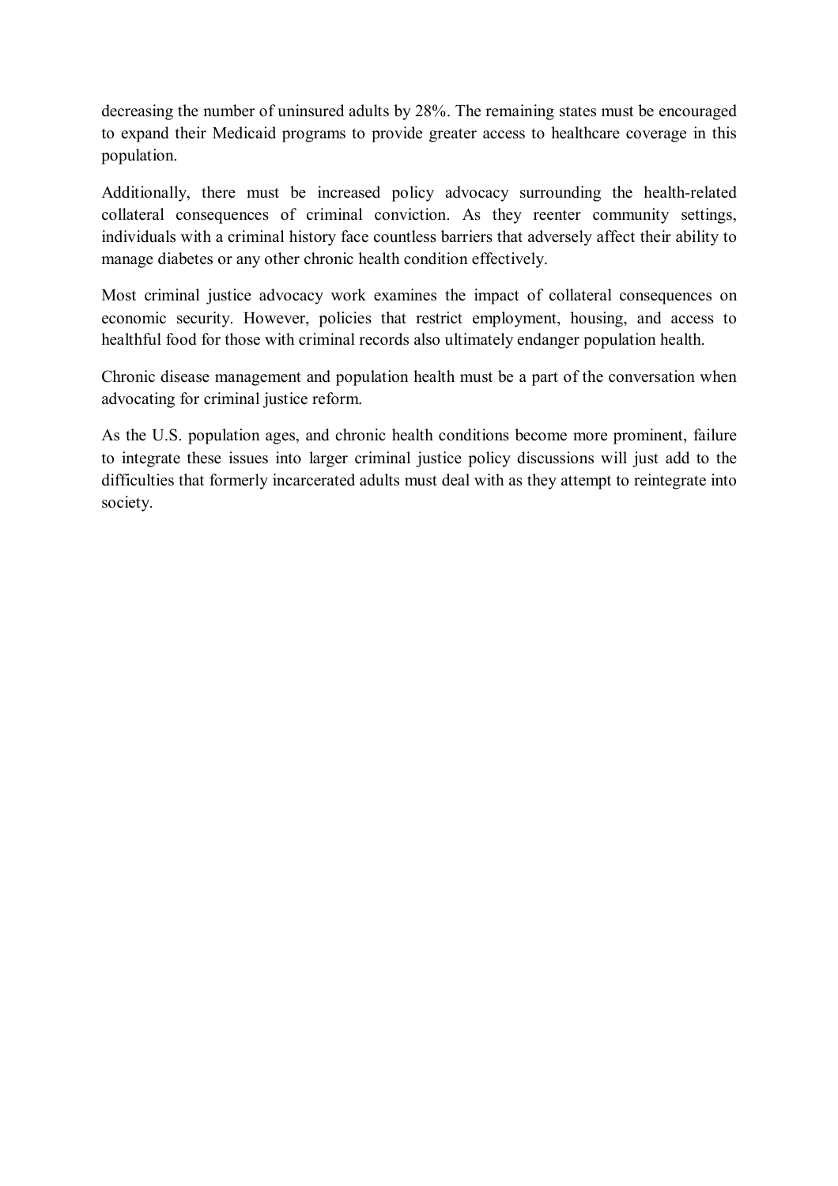decreasing the number of uninsured adults by 28%. The remaining states must be encouraged to expand their Medicaid programs to provide greater access to healthcare coverage in this population.

Additionally, there must be increased policy advocacy surrounding the health-related collateral consequences of criminal conviction. As they reenter community settings, individuals with a criminal history face countless barriers that adversely affect their ability to manage diabetes or any other chronic health condition effectively.

Most criminal justice advocacy work examines the impact of collateral consequences on economic security. However, policies that restrict employment, housing, and access to healthful food for those with criminal records also ultimately endanger population health.

Chronic disease management and population health must be a part of the conversation when advocating for criminal justice reform.

As the U.S. population ages, and chronic health conditions become more prominent, failure to integrate these issues into larger criminal justice policy discussions will just add to the difficulties that formerly incarcerated adults must deal with as they attempt to reintegrate into society.